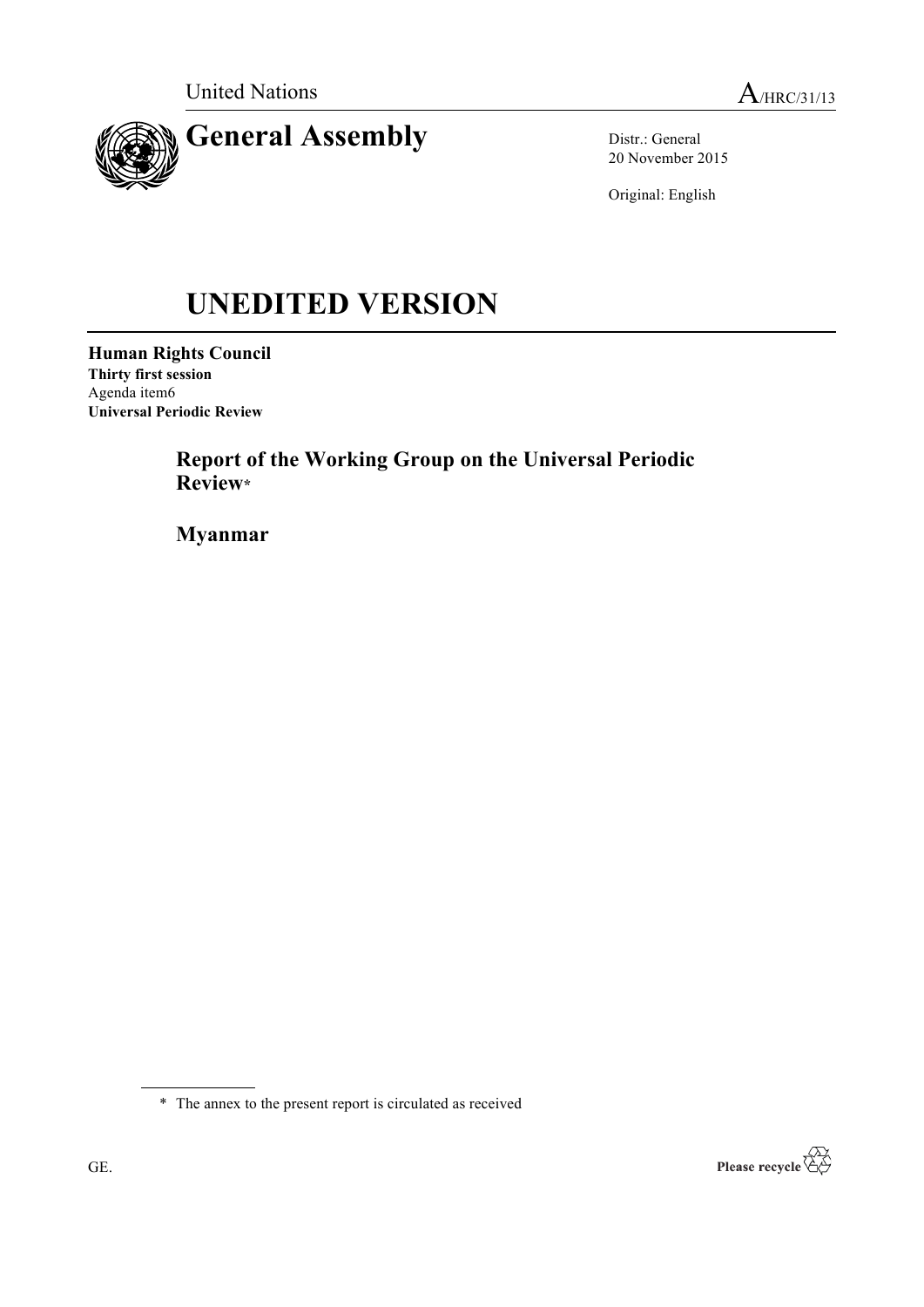United Nations

A/HRC/31/13

# General Assembly

Distr.: General
20 November 2015

Original: English

# UNEDITED VERSION

**Human Rights Council**
**Thirty first session**
Agenda item6
**Universal Periodic Review**

## Report of the Working Group on the Universal Periodic Review*

## Myanmar

\* The annex to the present report is circulated as received

GE.

Please recycle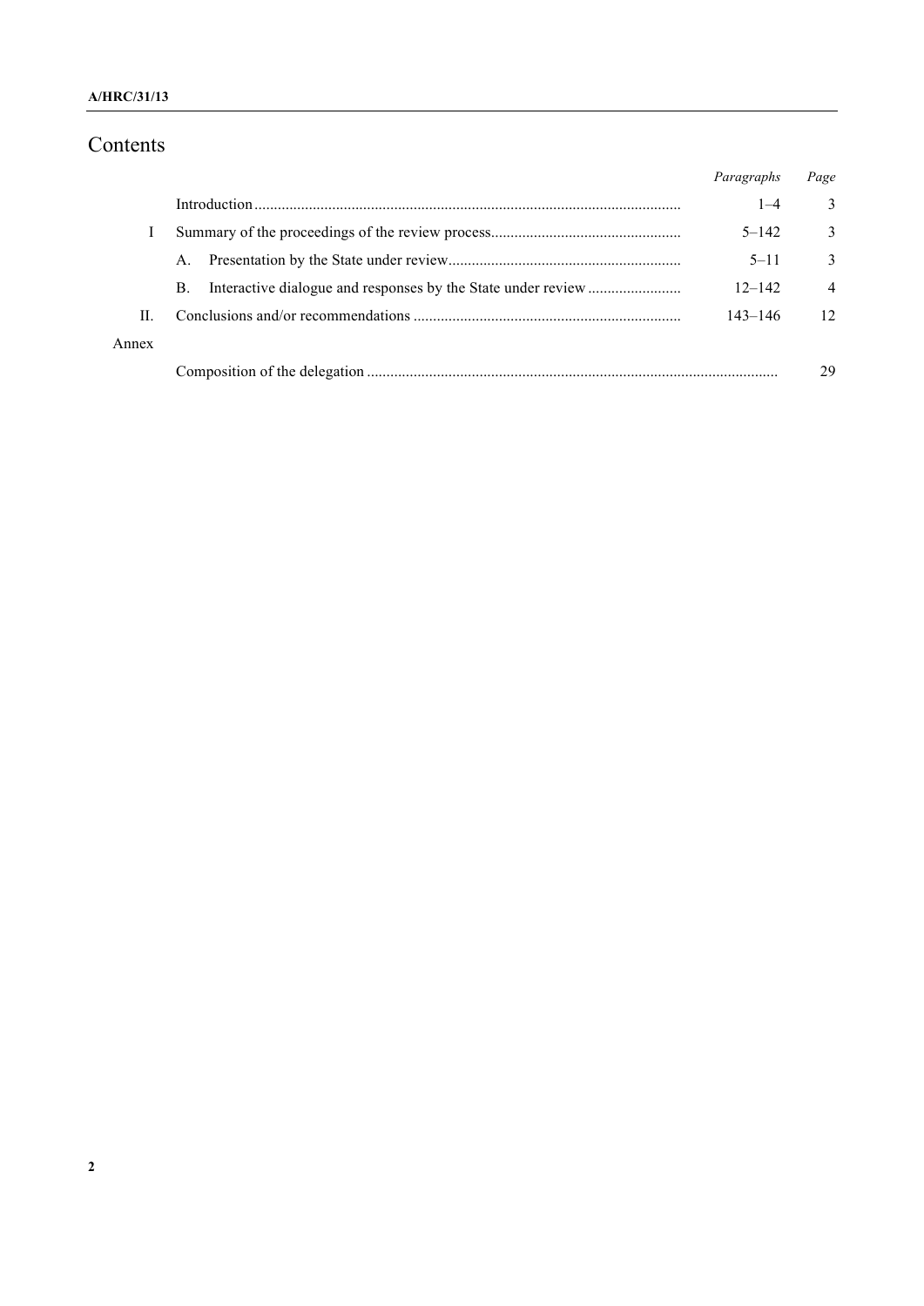# Contents

| | | *Paragraphs* | *Page* |
|---|---|---|---|
| | Introduction | 1–4 | 3 |
| I | Summary of the proceedings of the review process | 5–142 | 3 |
| | A. Presentation by the State under review | 5–11 | 3 |
| | B. Interactive dialogue and responses by the State under review | 12–142 | 4 |
| II. | Conclusions and/or recommendations | 143–146 | 12 |
| Annex | | | |
| | Composition of the delegation | | 29 |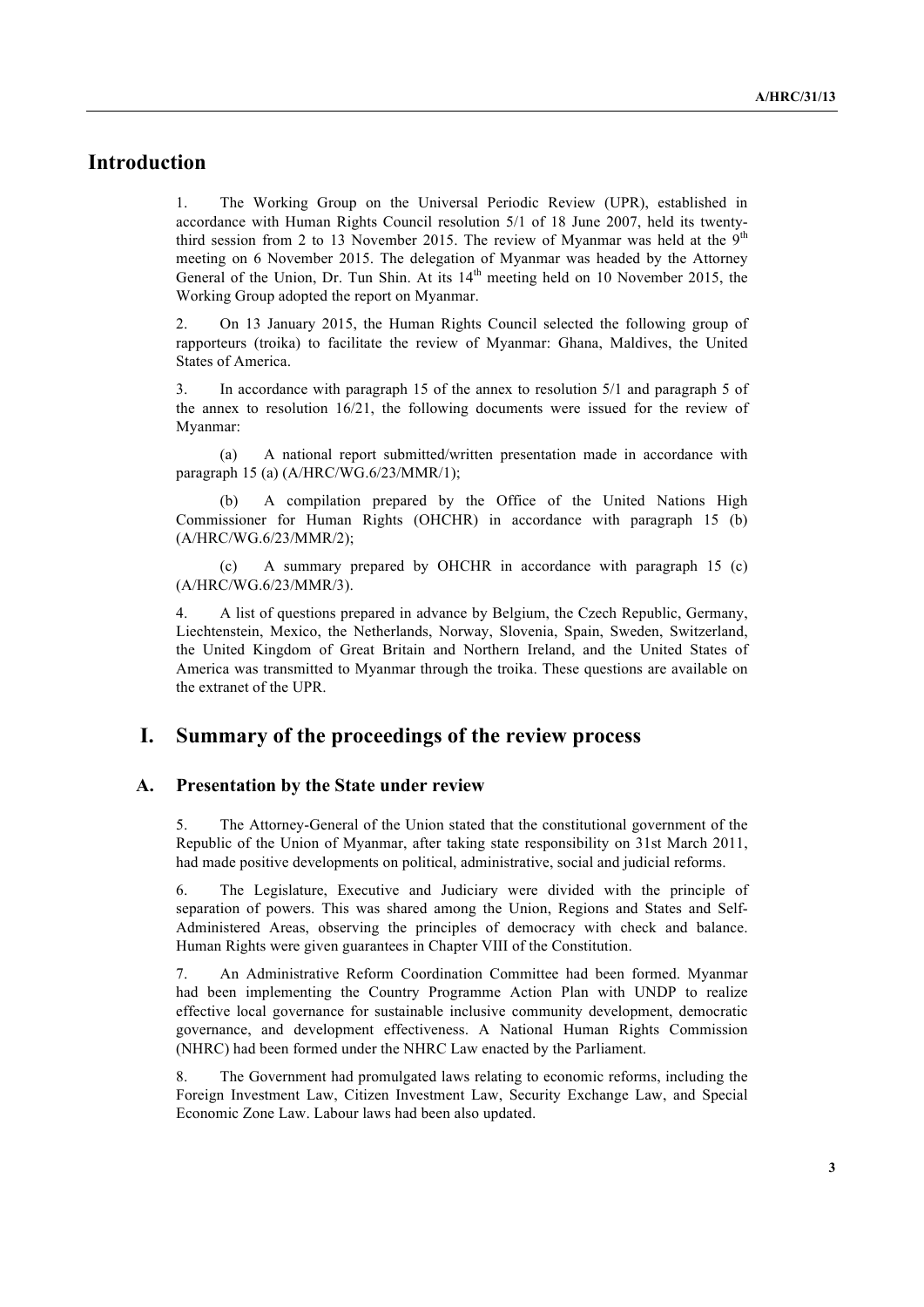## Introduction

1. The Working Group on the Universal Periodic Review (UPR), established in accordance with Human Rights Council resolution 5/1 of 18 June 2007, held its twenty-third session from 2 to 13 November 2015. The review of Myanmar was held at the 9th meeting on 6 November 2015. The delegation of Myanmar was headed by the Attorney General of the Union, Dr. Tun Shin. At its 14th meeting held on 10 November 2015, the Working Group adopted the report on Myanmar.

2. On 13 January 2015, the Human Rights Council selected the following group of rapporteurs (troika) to facilitate the review of Myanmar: Ghana, Maldives, the United States of America.

3. In accordance with paragraph 15 of the annex to resolution 5/1 and paragraph 5 of the annex to resolution 16/21, the following documents were issued for the review of Myanmar:

(a) A national report submitted/written presentation made in accordance with paragraph 15 (a) (A/HRC/WG.6/23/MMR/1);

(b) A compilation prepared by the Office of the United Nations High Commissioner for Human Rights (OHCHR) in accordance with paragraph 15 (b) (A/HRC/WG.6/23/MMR/2);

(c) A summary prepared by OHCHR in accordance with paragraph 15 (c) (A/HRC/WG.6/23/MMR/3).

4. A list of questions prepared in advance by Belgium, the Czech Republic, Germany, Liechtenstein, Mexico, the Netherlands, Norway, Slovenia, Spain, Sweden, Switzerland, the United Kingdom of Great Britain and Northern Ireland, and the United States of America was transmitted to Myanmar through the troika. These questions are available on the extranet of the UPR.

## I. Summary of the proceedings of the review process

### A. Presentation by the State under review

5. The Attorney-General of the Union stated that the constitutional government of the Republic of the Union of Myanmar, after taking state responsibility on 31st March 2011, had made positive developments on political, administrative, social and judicial reforms.

6. The Legislature, Executive and Judiciary were divided with the principle of separation of powers. This was shared among the Union, Regions and States and Self-Administered Areas, observing the principles of democracy with check and balance. Human Rights were given guarantees in Chapter VIII of the Constitution.

7. An Administrative Reform Coordination Committee had been formed. Myanmar had been implementing the Country Programme Action Plan with UNDP to realize effective local governance for sustainable inclusive community development, democratic governance, and development effectiveness. A National Human Rights Commission (NHRC) had been formed under the NHRC Law enacted by the Parliament.

8. The Government had promulgated laws relating to economic reforms, including the Foreign Investment Law, Citizen Investment Law, Security Exchange Law, and Special Economic Zone Law. Labour laws had been also updated.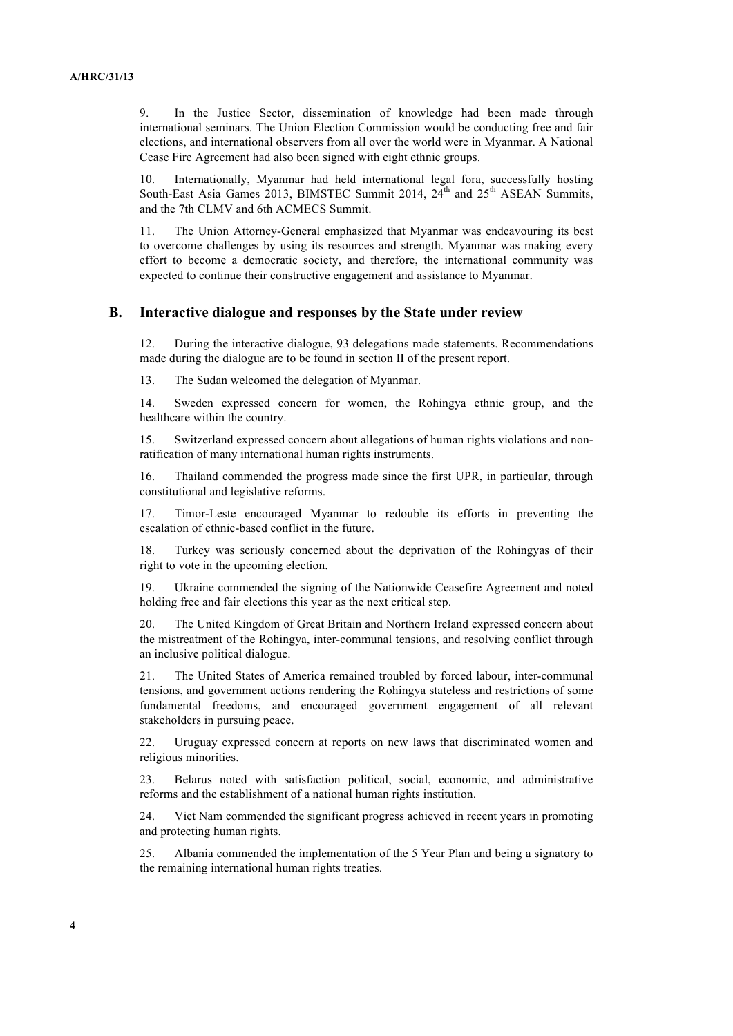9. In the Justice Sector, dissemination of knowledge had been made through international seminars. The Union Election Commission would be conducting free and fair elections, and international observers from all over the world were in Myanmar. A National Cease Fire Agreement had also been signed with eight ethnic groups.

10. Internationally, Myanmar had held international legal fora, successfully hosting South-East Asia Games 2013, BIMSTEC Summit 2014, 24th and 25th ASEAN Summits, and the 7th CLMV and 6th ACMECS Summit.

11. The Union Attorney-General emphasized that Myanmar was endeavouring its best to overcome challenges by using its resources and strength. Myanmar was making every effort to become a democratic society, and therefore, the international community was expected to continue their constructive engagement and assistance to Myanmar.

## B. Interactive dialogue and responses by the State under review

12. During the interactive dialogue, 93 delegations made statements. Recommendations made during the dialogue are to be found in section II of the present report.

13. The Sudan welcomed the delegation of Myanmar.

14. Sweden expressed concern for women, the Rohingya ethnic group, and the healthcare within the country.

15. Switzerland expressed concern about allegations of human rights violations and non-ratification of many international human rights instruments.

16. Thailand commended the progress made since the first UPR, in particular, through constitutional and legislative reforms.

17. Timor-Leste encouraged Myanmar to redouble its efforts in preventing the escalation of ethnic-based conflict in the future.

18. Turkey was seriously concerned about the deprivation of the Rohingyas of their right to vote in the upcoming election.

19. Ukraine commended the signing of the Nationwide Ceasefire Agreement and noted holding free and fair elections this year as the next critical step.

20. The United Kingdom of Great Britain and Northern Ireland expressed concern about the mistreatment of the Rohingya, inter-communal tensions, and resolving conflict through an inclusive political dialogue.

21. The United States of America remained troubled by forced labour, inter-communal tensions, and government actions rendering the Rohingya stateless and restrictions of some fundamental freedoms, and encouraged government engagement of all relevant stakeholders in pursuing peace.

22. Uruguay expressed concern at reports on new laws that discriminated women and religious minorities.

23. Belarus noted with satisfaction political, social, economic, and administrative reforms and the establishment of a national human rights institution.

24. Viet Nam commended the significant progress achieved in recent years in promoting and protecting human rights.

25. Albania commended the implementation of the 5 Year Plan and being a signatory to the remaining international human rights treaties.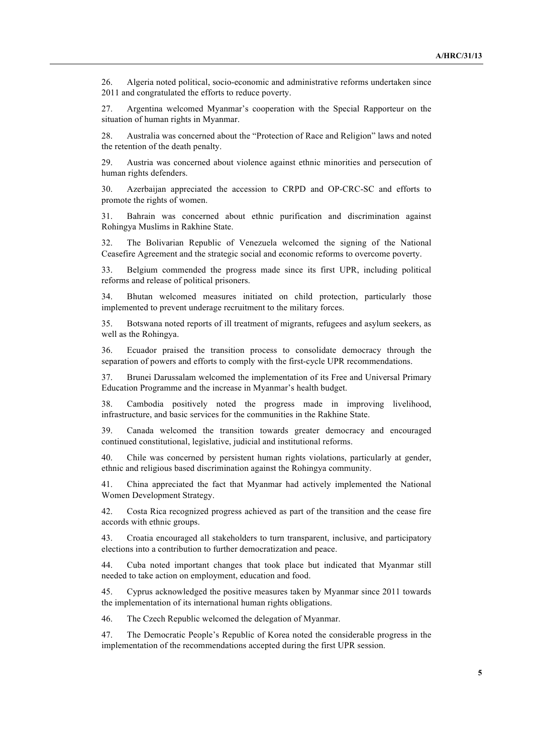26. Algeria noted political, socio-economic and administrative reforms undertaken since 2011 and congratulated the efforts to reduce poverty.

27. Argentina welcomed Myanmar's cooperation with the Special Rapporteur on the situation of human rights in Myanmar.

28. Australia was concerned about the "Protection of Race and Religion" laws and noted the retention of the death penalty.

29. Austria was concerned about violence against ethnic minorities and persecution of human rights defenders.

30. Azerbaijan appreciated the accession to CRPD and OP-CRC-SC and efforts to promote the rights of women.

31. Bahrain was concerned about ethnic purification and discrimination against Rohingya Muslims in Rakhine State.

32. The Bolivarian Republic of Venezuela welcomed the signing of the National Ceasefire Agreement and the strategic social and economic reforms to overcome poverty.

33. Belgium commended the progress made since its first UPR, including political reforms and release of political prisoners.

34. Bhutan welcomed measures initiated on child protection, particularly those implemented to prevent underage recruitment to the military forces.

35. Botswana noted reports of ill treatment of migrants, refugees and asylum seekers, as well as the Rohingya.

36. Ecuador praised the transition process to consolidate democracy through the separation of powers and efforts to comply with the first-cycle UPR recommendations.

37. Brunei Darussalam welcomed the implementation of its Free and Universal Primary Education Programme and the increase in Myanmar's health budget.

38. Cambodia positively noted the progress made in improving livelihood, infrastructure, and basic services for the communities in the Rakhine State.

39. Canada welcomed the transition towards greater democracy and encouraged continued constitutional, legislative, judicial and institutional reforms.

40. Chile was concerned by persistent human rights violations, particularly at gender, ethnic and religious based discrimination against the Rohingya community.

41. China appreciated the fact that Myanmar had actively implemented the National Women Development Strategy.

42. Costa Rica recognized progress achieved as part of the transition and the cease fire accords with ethnic groups.

43. Croatia encouraged all stakeholders to turn transparent, inclusive, and participatory elections into a contribution to further democratization and peace.

44. Cuba noted important changes that took place but indicated that Myanmar still needed to take action on employment, education and food.

45. Cyprus acknowledged the positive measures taken by Myanmar since 2011 towards the implementation of its international human rights obligations.

46. The Czech Republic welcomed the delegation of Myanmar.

47. The Democratic People's Republic of Korea noted the considerable progress in the implementation of the recommendations accepted during the first UPR session.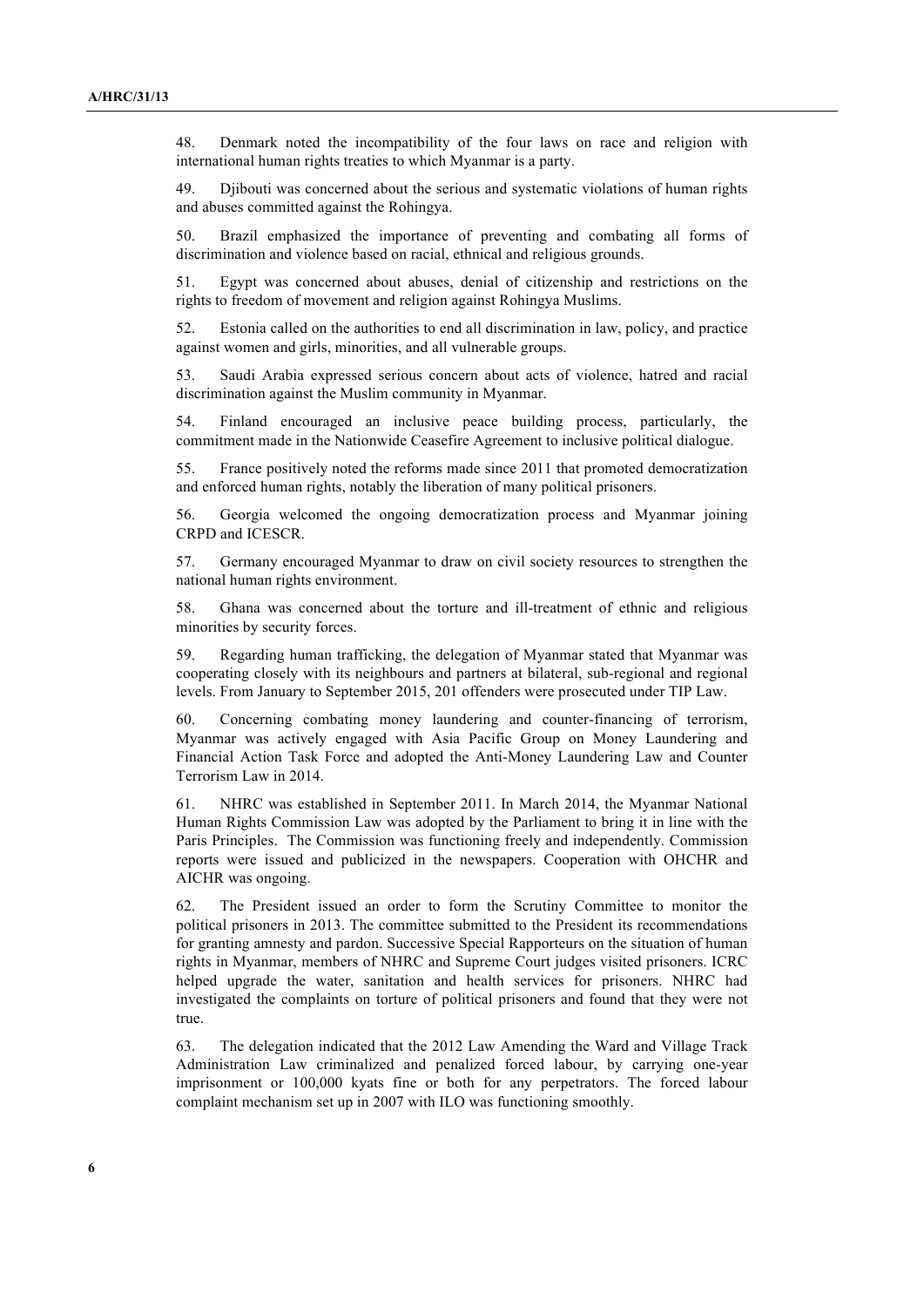48. Denmark noted the incompatibility of the four laws on race and religion with international human rights treaties to which Myanmar is a party.

49. Djibouti was concerned about the serious and systematic violations of human rights and abuses committed against the Rohingya.

50. Brazil emphasized the importance of preventing and combating all forms of discrimination and violence based on racial, ethnical and religious grounds.

51. Egypt was concerned about abuses, denial of citizenship and restrictions on the rights to freedom of movement and religion against Rohingya Muslims.

52. Estonia called on the authorities to end all discrimination in law, policy, and practice against women and girls, minorities, and all vulnerable groups.

53. Saudi Arabia expressed serious concern about acts of violence, hatred and racial discrimination against the Muslim community in Myanmar.

54. Finland encouraged an inclusive peace building process, particularly, the commitment made in the Nationwide Ceasefire Agreement to inclusive political dialogue.

55. France positively noted the reforms made since 2011 that promoted democratization and enforced human rights, notably the liberation of many political prisoners.

56. Georgia welcomed the ongoing democratization process and Myanmar joining CRPD and ICESCR.

57. Germany encouraged Myanmar to draw on civil society resources to strengthen the national human rights environment.

58. Ghana was concerned about the torture and ill-treatment of ethnic and religious minorities by security forces.

59. Regarding human trafficking, the delegation of Myanmar stated that Myanmar was cooperating closely with its neighbours and partners at bilateral, sub-regional and regional levels. From January to September 2015, 201 offenders were prosecuted under TIP Law.

60. Concerning combating money laundering and counter-financing of terrorism, Myanmar was actively engaged with Asia Pacific Group on Money Laundering and Financial Action Task Force and adopted the Anti-Money Laundering Law and Counter Terrorism Law in 2014.

61. NHRC was established in September 2011. In March 2014, the Myanmar National Human Rights Commission Law was adopted by the Parliament to bring it in line with the Paris Principles. The Commission was functioning freely and independently. Commission reports were issued and publicized in the newspapers. Cooperation with OHCHR and AICHR was ongoing.

62. The President issued an order to form the Scrutiny Committee to monitor the political prisoners in 2013. The committee submitted to the President its recommendations for granting amnesty and pardon. Successive Special Rapporteurs on the situation of human rights in Myanmar, members of NHRC and Supreme Court judges visited prisoners. ICRC helped upgrade the water, sanitation and health services for prisoners. NHRC had investigated the complaints on torture of political prisoners and found that they were not true.

63. The delegation indicated that the 2012 Law Amending the Ward and Village Track Administration Law criminalized and penalized forced labour, by carrying one-year imprisonment or 100,000 kyats fine or both for any perpetrators. The forced labour complaint mechanism set up in 2007 with ILO was functioning smoothly.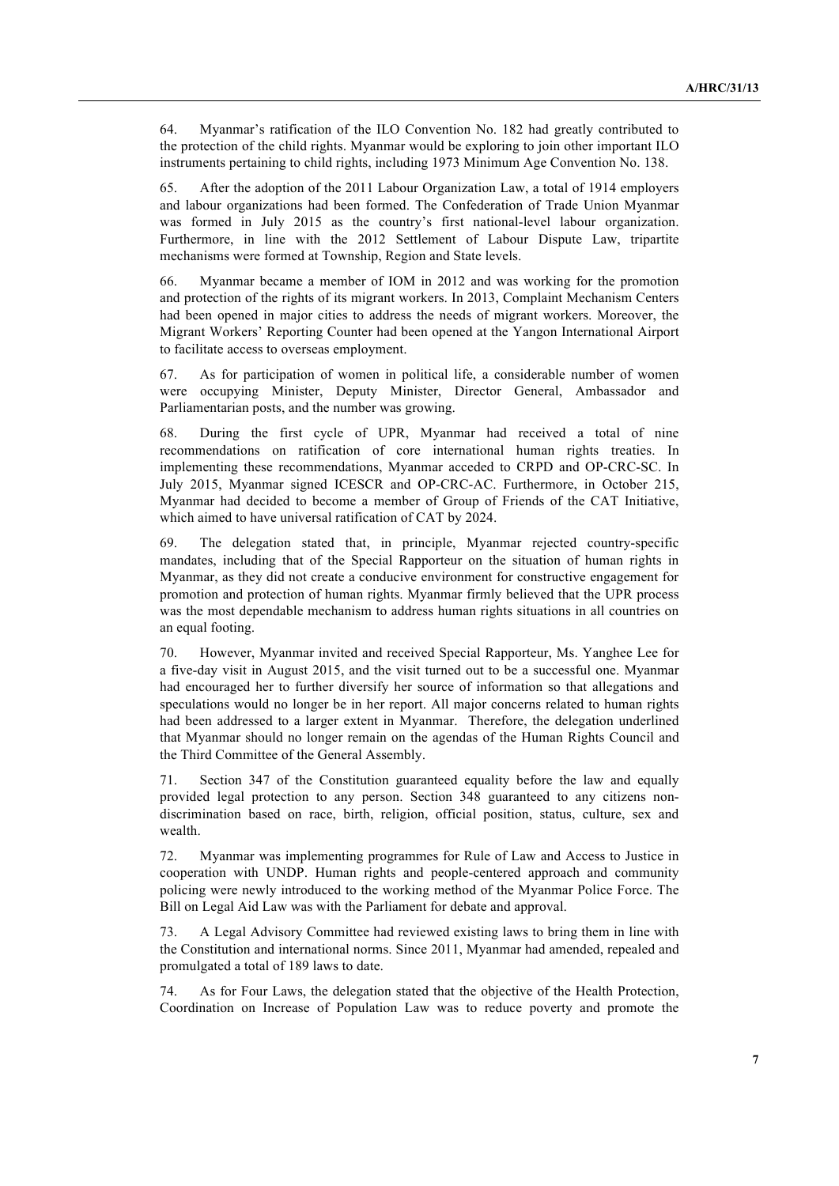64. Myanmar's ratification of the ILO Convention No. 182 had greatly contributed to the protection of the child rights. Myanmar would be exploring to join other important ILO instruments pertaining to child rights, including 1973 Minimum Age Convention No. 138.

65. After the adoption of the 2011 Labour Organization Law, a total of 1914 employers and labour organizations had been formed. The Confederation of Trade Union Myanmar was formed in July 2015 as the country's first national-level labour organization. Furthermore, in line with the 2012 Settlement of Labour Dispute Law, tripartite mechanisms were formed at Township, Region and State levels.

66. Myanmar became a member of IOM in 2012 and was working for the promotion and protection of the rights of its migrant workers. In 2013, Complaint Mechanism Centers had been opened in major cities to address the needs of migrant workers. Moreover, the Migrant Workers' Reporting Counter had been opened at the Yangon International Airport to facilitate access to overseas employment.

67. As for participation of women in political life, a considerable number of women were occupying Minister, Deputy Minister, Director General, Ambassador and Parliamentarian posts, and the number was growing.

68. During the first cycle of UPR, Myanmar had received a total of nine recommendations on ratification of core international human rights treaties. In implementing these recommendations, Myanmar acceded to CRPD and OP-CRC-SC. In July 2015, Myanmar signed ICESCR and OP-CRC-AC. Furthermore, in October 215, Myanmar had decided to become a member of Group of Friends of the CAT Initiative, which aimed to have universal ratification of CAT by 2024.

69. The delegation stated that, in principle, Myanmar rejected country-specific mandates, including that of the Special Rapporteur on the situation of human rights in Myanmar, as they did not create a conducive environment for constructive engagement for promotion and protection of human rights. Myanmar firmly believed that the UPR process was the most dependable mechanism to address human rights situations in all countries on an equal footing.

70. However, Myanmar invited and received Special Rapporteur, Ms. Yanghee Lee for a five-day visit in August 2015, and the visit turned out to be a successful one. Myanmar had encouraged her to further diversify her source of information so that allegations and speculations would no longer be in her report. All major concerns related to human rights had been addressed to a larger extent in Myanmar. Therefore, the delegation underlined that Myanmar should no longer remain on the agendas of the Human Rights Council and the Third Committee of the General Assembly.

71. Section 347 of the Constitution guaranteed equality before the law and equally provided legal protection to any person. Section 348 guaranteed to any citizens non-discrimination based on race, birth, religion, official position, status, culture, sex and wealth.

72. Myanmar was implementing programmes for Rule of Law and Access to Justice in cooperation with UNDP. Human rights and people-centered approach and community policing were newly introduced to the working method of the Myanmar Police Force. The Bill on Legal Aid Law was with the Parliament for debate and approval.

73. A Legal Advisory Committee had reviewed existing laws to bring them in line with the Constitution and international norms. Since 2011, Myanmar had amended, repealed and promulgated a total of 189 laws to date.

74. As for Four Laws, the delegation stated that the objective of the Health Protection, Coordination on Increase of Population Law was to reduce poverty and promote the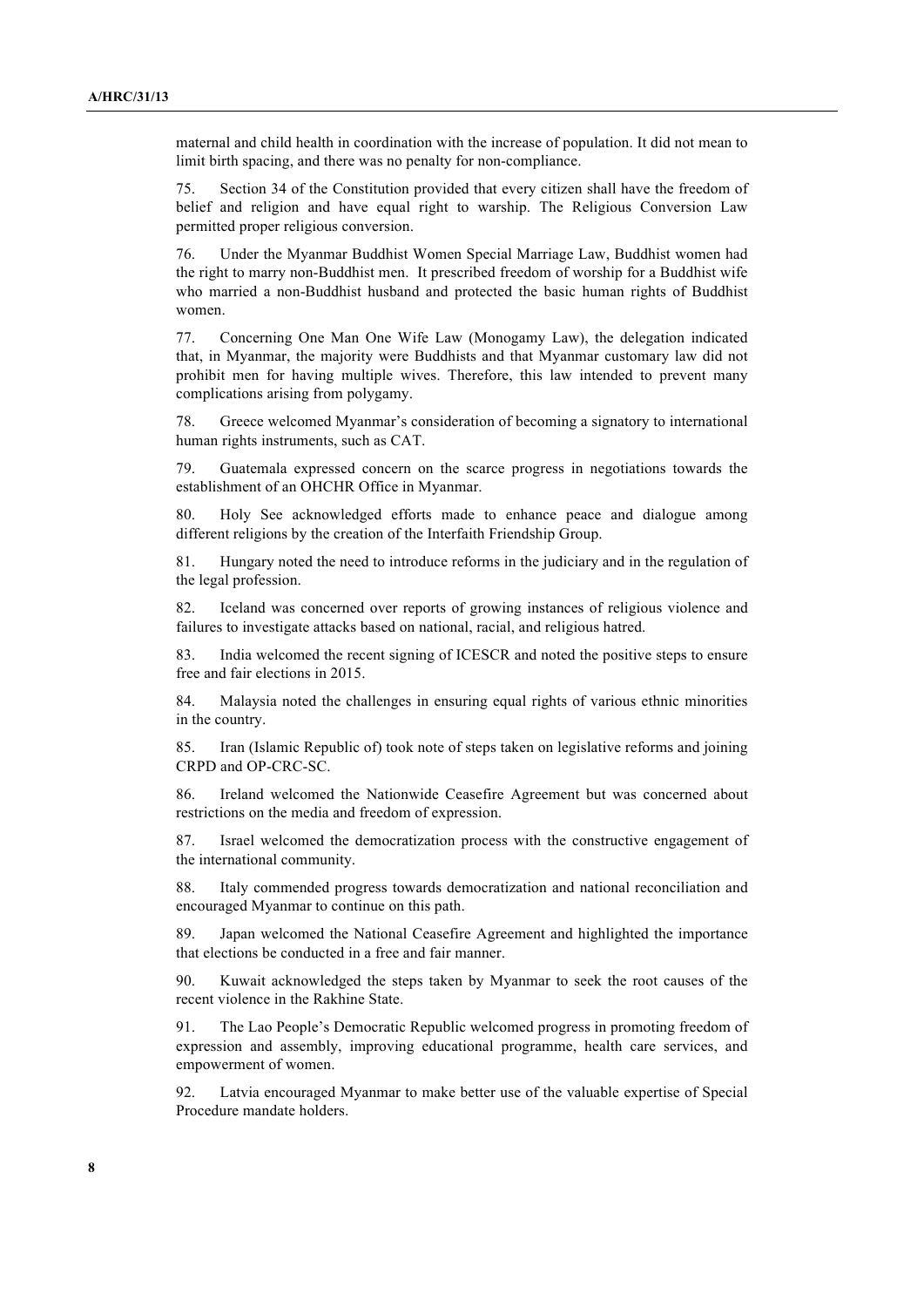maternal and child health in coordination with the increase of population. It did not mean to limit birth spacing, and there was no penalty for non-compliance.

75. Section 34 of the Constitution provided that every citizen shall have the freedom of belief and religion and have equal right to warship. The Religious Conversion Law permitted proper religious conversion.

76. Under the Myanmar Buddhist Women Special Marriage Law, Buddhist women had the right to marry non-Buddhist men. It prescribed freedom of worship for a Buddhist wife who married a non-Buddhist husband and protected the basic human rights of Buddhist women.

77. Concerning One Man One Wife Law (Monogamy Law), the delegation indicated that, in Myanmar, the majority were Buddhists and that Myanmar customary law did not prohibit men for having multiple wives. Therefore, this law intended to prevent many complications arising from polygamy.

78. Greece welcomed Myanmar's consideration of becoming a signatory to international human rights instruments, such as CAT.

79. Guatemala expressed concern on the scarce progress in negotiations towards the establishment of an OHCHR Office in Myanmar.

80. Holy See acknowledged efforts made to enhance peace and dialogue among different religions by the creation of the Interfaith Friendship Group.

81. Hungary noted the need to introduce reforms in the judiciary and in the regulation of the legal profession.

82. Iceland was concerned over reports of growing instances of religious violence and failures to investigate attacks based on national, racial, and religious hatred.

83. India welcomed the recent signing of ICESCR and noted the positive steps to ensure free and fair elections in 2015.

84. Malaysia noted the challenges in ensuring equal rights of various ethnic minorities in the country.

85. Iran (Islamic Republic of) took note of steps taken on legislative reforms and joining CRPD and OP-CRC-SC.

86. Ireland welcomed the Nationwide Ceasefire Agreement but was concerned about restrictions on the media and freedom of expression.

87. Israel welcomed the democratization process with the constructive engagement of the international community.

88. Italy commended progress towards democratization and national reconciliation and encouraged Myanmar to continue on this path.

89. Japan welcomed the National Ceasefire Agreement and highlighted the importance that elections be conducted in a free and fair manner.

90. Kuwait acknowledged the steps taken by Myanmar to seek the root causes of the recent violence in the Rakhine State.

91. The Lao People's Democratic Republic welcomed progress in promoting freedom of expression and assembly, improving educational programme, health care services, and empowerment of women.

92. Latvia encouraged Myanmar to make better use of the valuable expertise of Special Procedure mandate holders.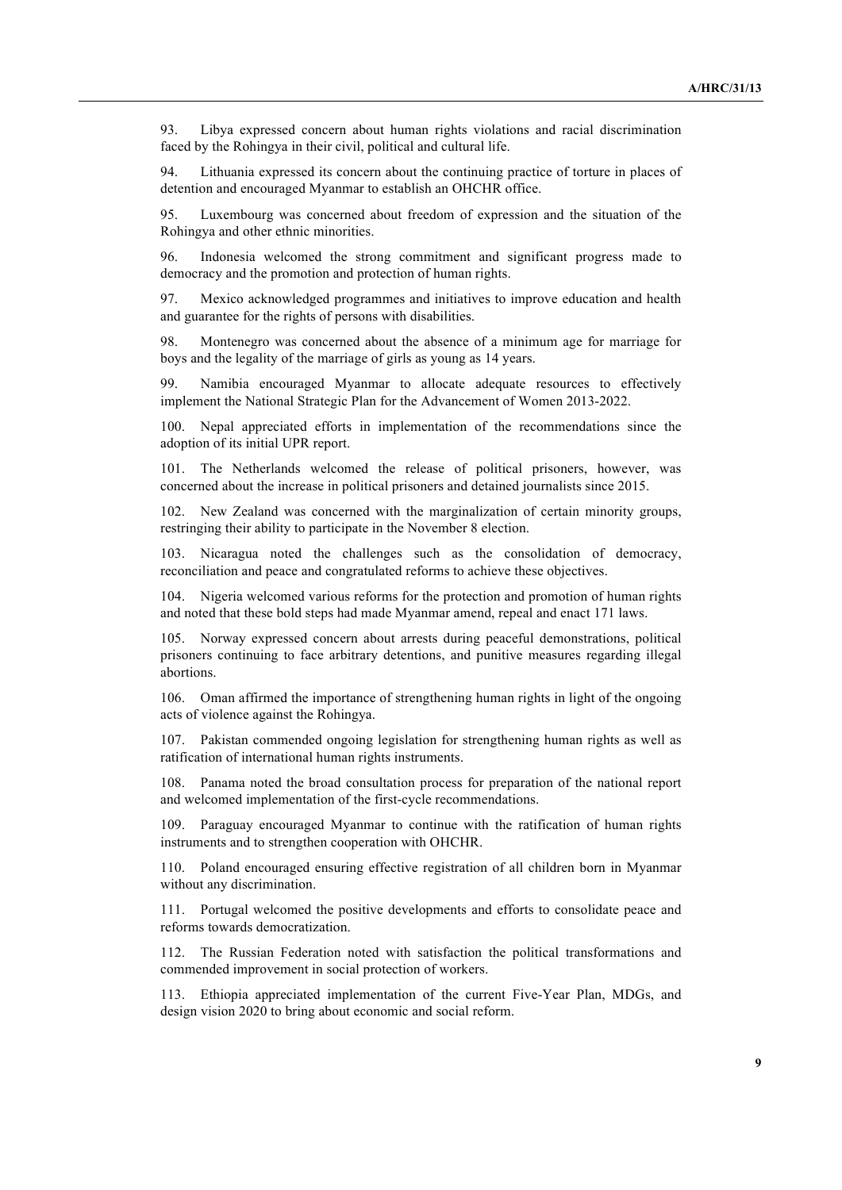93. Libya expressed concern about human rights violations and racial discrimination faced by the Rohingya in their civil, political and cultural life.

94. Lithuania expressed its concern about the continuing practice of torture in places of detention and encouraged Myanmar to establish an OHCHR office.

95. Luxembourg was concerned about freedom of expression and the situation of the Rohingya and other ethnic minorities.

96. Indonesia welcomed the strong commitment and significant progress made to democracy and the promotion and protection of human rights.

97. Mexico acknowledged programmes and initiatives to improve education and health and guarantee for the rights of persons with disabilities.

98. Montenegro was concerned about the absence of a minimum age for marriage for boys and the legality of the marriage of girls as young as 14 years.

99. Namibia encouraged Myanmar to allocate adequate resources to effectively implement the National Strategic Plan for the Advancement of Women 2013-2022.

100. Nepal appreciated efforts in implementation of the recommendations since the adoption of its initial UPR report.

101. The Netherlands welcomed the release of political prisoners, however, was concerned about the increase in political prisoners and detained journalists since 2015.

102. New Zealand was concerned with the marginalization of certain minority groups, restringing their ability to participate in the November 8 election.

103. Nicaragua noted the challenges such as the consolidation of democracy, reconciliation and peace and congratulated reforms to achieve these objectives.

104. Nigeria welcomed various reforms for the protection and promotion of human rights and noted that these bold steps had made Myanmar amend, repeal and enact 171 laws.

105. Norway expressed concern about arrests during peaceful demonstrations, political prisoners continuing to face arbitrary detentions, and punitive measures regarding illegal abortions.

106. Oman affirmed the importance of strengthening human rights in light of the ongoing acts of violence against the Rohingya.

107. Pakistan commended ongoing legislation for strengthening human rights as well as ratification of international human rights instruments.

108. Panama noted the broad consultation process for preparation of the national report and welcomed implementation of the first-cycle recommendations.

109. Paraguay encouraged Myanmar to continue with the ratification of human rights instruments and to strengthen cooperation with OHCHR.

110. Poland encouraged ensuring effective registration of all children born in Myanmar without any discrimination.

111. Portugal welcomed the positive developments and efforts to consolidate peace and reforms towards democratization.

112. The Russian Federation noted with satisfaction the political transformations and commended improvement in social protection of workers.

113. Ethiopia appreciated implementation of the current Five-Year Plan, MDGs, and design vision 2020 to bring about economic and social reform.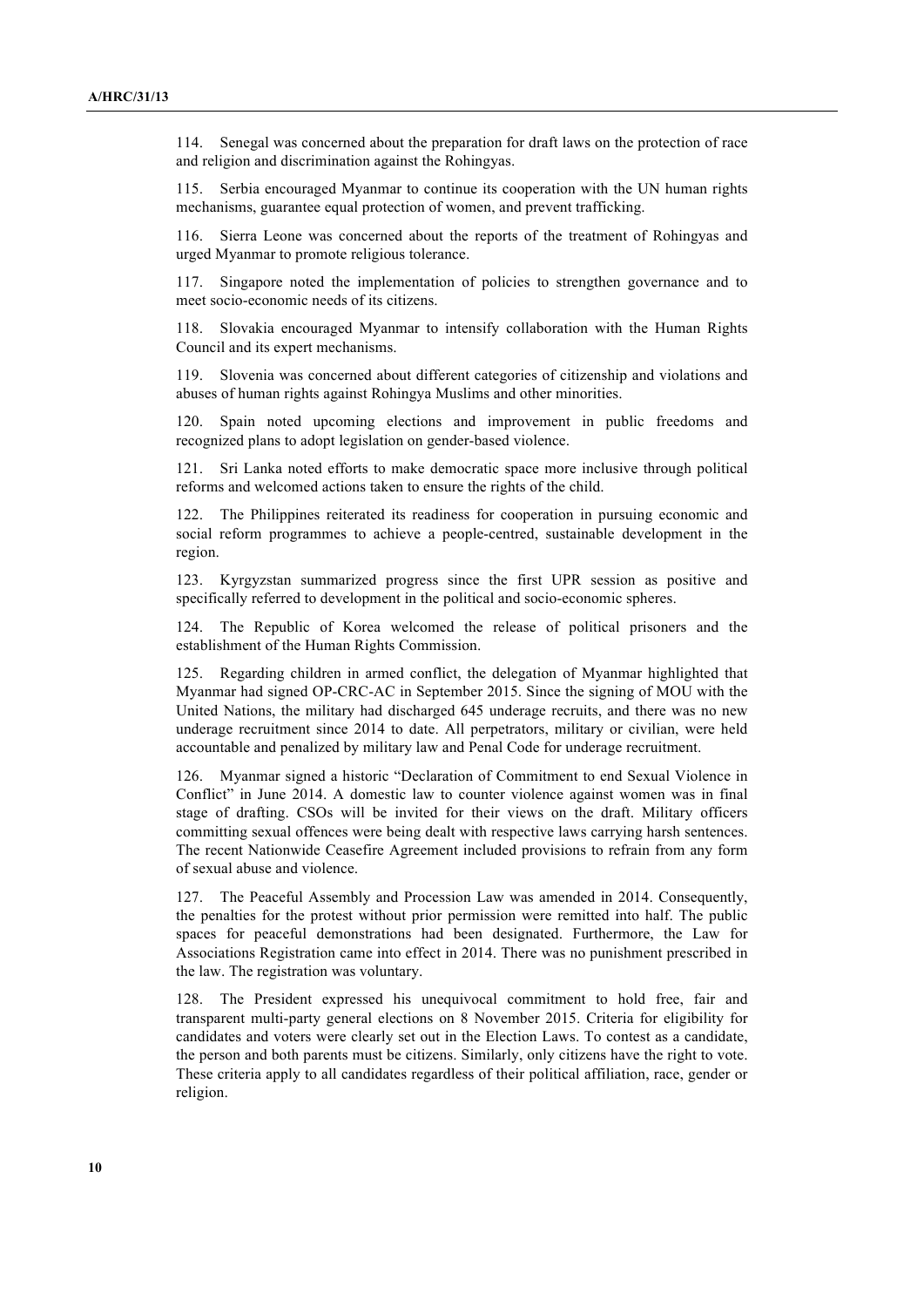114. Senegal was concerned about the preparation for draft laws on the protection of race and religion and discrimination against the Rohingyas.

115. Serbia encouraged Myanmar to continue its cooperation with the UN human rights mechanisms, guarantee equal protection of women, and prevent trafficking.

116. Sierra Leone was concerned about the reports of the treatment of Rohingyas and urged Myanmar to promote religious tolerance.

117. Singapore noted the implementation of policies to strengthen governance and to meet socio-economic needs of its citizens.

118. Slovakia encouraged Myanmar to intensify collaboration with the Human Rights Council and its expert mechanisms.

119. Slovenia was concerned about different categories of citizenship and violations and abuses of human rights against Rohingya Muslims and other minorities.

120. Spain noted upcoming elections and improvement in public freedoms and recognized plans to adopt legislation on gender-based violence.

121. Sri Lanka noted efforts to make democratic space more inclusive through political reforms and welcomed actions taken to ensure the rights of the child.

122. The Philippines reiterated its readiness for cooperation in pursuing economic and social reform programmes to achieve a people-centred, sustainable development in the region.

123. Kyrgyzstan summarized progress since the first UPR session as positive and specifically referred to development in the political and socio-economic spheres.

124. The Republic of Korea welcomed the release of political prisoners and the establishment of the Human Rights Commission.

125. Regarding children in armed conflict, the delegation of Myanmar highlighted that Myanmar had signed OP-CRC-AC in September 2015. Since the signing of MOU with the United Nations, the military had discharged 645 underage recruits, and there was no new underage recruitment since 2014 to date. All perpetrators, military or civilian, were held accountable and penalized by military law and Penal Code for underage recruitment.

126. Myanmar signed a historic "Declaration of Commitment to end Sexual Violence in Conflict" in June 2014. A domestic law to counter violence against women was in final stage of drafting. CSOs will be invited for their views on the draft. Military officers committing sexual offences were being dealt with respective laws carrying harsh sentences. The recent Nationwide Ceasefire Agreement included provisions to refrain from any form of sexual abuse and violence.

127. The Peaceful Assembly and Procession Law was amended in 2014. Consequently, the penalties for the protest without prior permission were remitted into half. The public spaces for peaceful demonstrations had been designated. Furthermore, the Law for Associations Registration came into effect in 2014. There was no punishment prescribed in the law. The registration was voluntary.

128. The President expressed his unequivocal commitment to hold free, fair and transparent multi-party general elections on 8 November 2015. Criteria for eligibility for candidates and voters were clearly set out in the Election Laws. To contest as a candidate, the person and both parents must be citizens. Similarly, only citizens have the right to vote. These criteria apply to all candidates regardless of their political affiliation, race, gender or religion.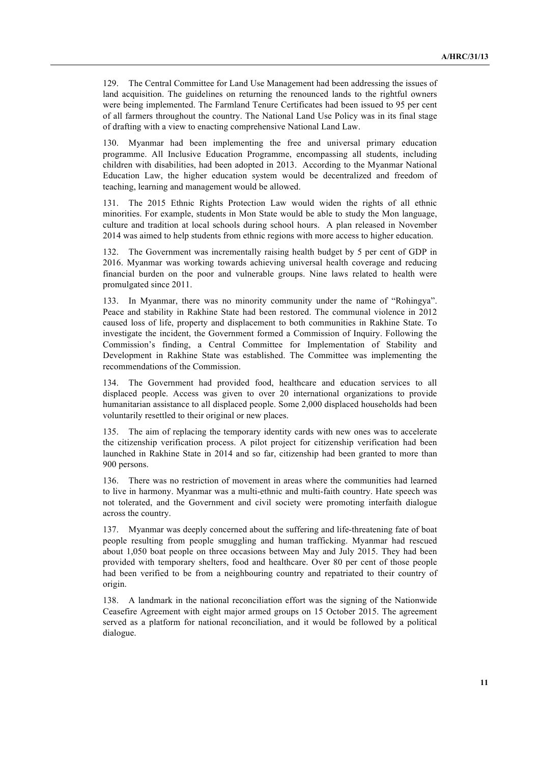129. The Central Committee for Land Use Management had been addressing the issues of land acquisition. The guidelines on returning the renounced lands to the rightful owners were being implemented. The Farmland Tenure Certificates had been issued to 95 per cent of all farmers throughout the country. The National Land Use Policy was in its final stage of drafting with a view to enacting comprehensive National Land Law.

130. Myanmar had been implementing the free and universal primary education programme. All Inclusive Education Programme, encompassing all students, including children with disabilities, had been adopted in 2013. According to the Myanmar National Education Law, the higher education system would be decentralized and freedom of teaching, learning and management would be allowed.

131. The 2015 Ethnic Rights Protection Law would widen the rights of all ethnic minorities. For example, students in Mon State would be able to study the Mon language, culture and tradition at local schools during school hours. A plan released in November 2014 was aimed to help students from ethnic regions with more access to higher education.

132. The Government was incrementally raising health budget by 5 per cent of GDP in 2016. Myanmar was working towards achieving universal health coverage and reducing financial burden on the poor and vulnerable groups. Nine laws related to health were promulgated since 2011.

133. In Myanmar, there was no minority community under the name of "Rohingya". Peace and stability in Rakhine State had been restored. The communal violence in 2012 caused loss of life, property and displacement to both communities in Rakhine State. To investigate the incident, the Government formed a Commission of Inquiry. Following the Commission's finding, a Central Committee for Implementation of Stability and Development in Rakhine State was established. The Committee was implementing the recommendations of the Commission.

134. The Government had provided food, healthcare and education services to all displaced people. Access was given to over 20 international organizations to provide humanitarian assistance to all displaced people. Some 2,000 displaced households had been voluntarily resettled to their original or new places.

135. The aim of replacing the temporary identity cards with new ones was to accelerate the citizenship verification process. A pilot project for citizenship verification had been launched in Rakhine State in 2014 and so far, citizenship had been granted to more than 900 persons.

136. There was no restriction of movement in areas where the communities had learned to live in harmony. Myanmar was a multi-ethnic and multi-faith country. Hate speech was not tolerated, and the Government and civil society were promoting interfaith dialogue across the country.

137. Myanmar was deeply concerned about the suffering and life-threatening fate of boat people resulting from people smuggling and human trafficking. Myanmar had rescued about 1,050 boat people on three occasions between May and July 2015. They had been provided with temporary shelters, food and healthcare. Over 80 per cent of those people had been verified to be from a neighbouring country and repatriated to their country of origin.

138. A landmark in the national reconciliation effort was the signing of the Nationwide Ceasefire Agreement with eight major armed groups on 15 October 2015. The agreement served as a platform for national reconciliation, and it would be followed by a political dialogue.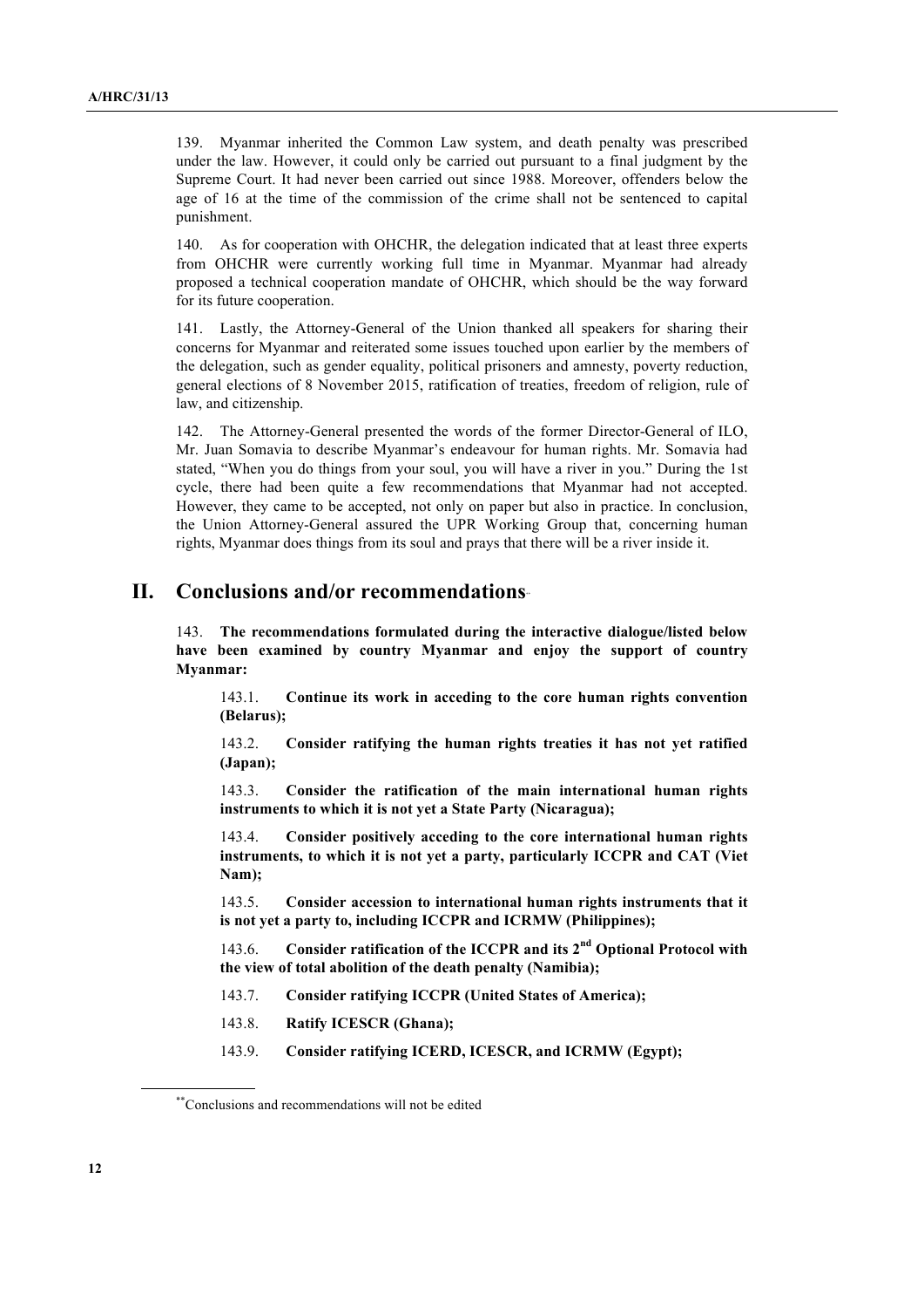139. Myanmar inherited the Common Law system, and death penalty was prescribed under the law. However, it could only be carried out pursuant to a final judgment by the Supreme Court. It had never been carried out since 1988. Moreover, offenders below the age of 16 at the time of the commission of the crime shall not be sentenced to capital punishment.

140. As for cooperation with OHCHR, the delegation indicated that at least three experts from OHCHR were currently working full time in Myanmar. Myanmar had already proposed a technical cooperation mandate of OHCHR, which should be the way forward for its future cooperation.

141. Lastly, the Attorney-General of the Union thanked all speakers for sharing their concerns for Myanmar and reiterated some issues touched upon earlier by the members of the delegation, such as gender equality, political prisoners and amnesty, poverty reduction, general elections of 8 November 2015, ratification of treaties, freedom of religion, rule of law, and citizenship.

142. The Attorney-General presented the words of the former Director-General of ILO, Mr. Juan Somavia to describe Myanmar's endeavour for human rights. Mr. Somavia had stated, "When you do things from your soul, you will have a river in you." During the 1st cycle, there had been quite a few recommendations that Myanmar had not accepted. However, they came to be accepted, not only on paper but also in practice. In conclusion, the Union Attorney-General assured the UPR Working Group that, concerning human rights, Myanmar does things from its soul and prays that there will be a river inside it.

## II. Conclusions and/or recommendations[**]

143. **The recommendations formulated during the interactive dialogue/listed below have been examined by country Myanmar and enjoy the support of country Myanmar:**

> 143.1. **Continue its work in acceding to the core human rights convention (Belarus);**
>
> 143.2. **Consider ratifying the human rights treaties it has not yet ratified (Japan);**
>
> 143.3. **Consider the ratification of the main international human rights instruments to which it is not yet a State Party (Nicaragua);**
>
> 143.4. **Consider positively acceding to the core international human rights instruments, to which it is not yet a party, particularly ICCPR and CAT (Viet Nam);**
>
> 143.5. **Consider accession to international human rights instruments that it is not yet a party to, including ICCPR and ICRMW (Philippines);**
>
> 143.6. **Consider ratification of the ICCPR and its 2nd Optional Protocol with the view of total abolition of the death penalty (Namibia);**
>
> 143.7. **Consider ratifying ICCPR (United States of America);**
>
> 143.8. **Ratify ICESCR (Ghana);**
>
> 143.9. **Consider ratifying ICERD, ICESCR, and ICRMW (Egypt);**

[**] Conclusions and recommendations will not be edited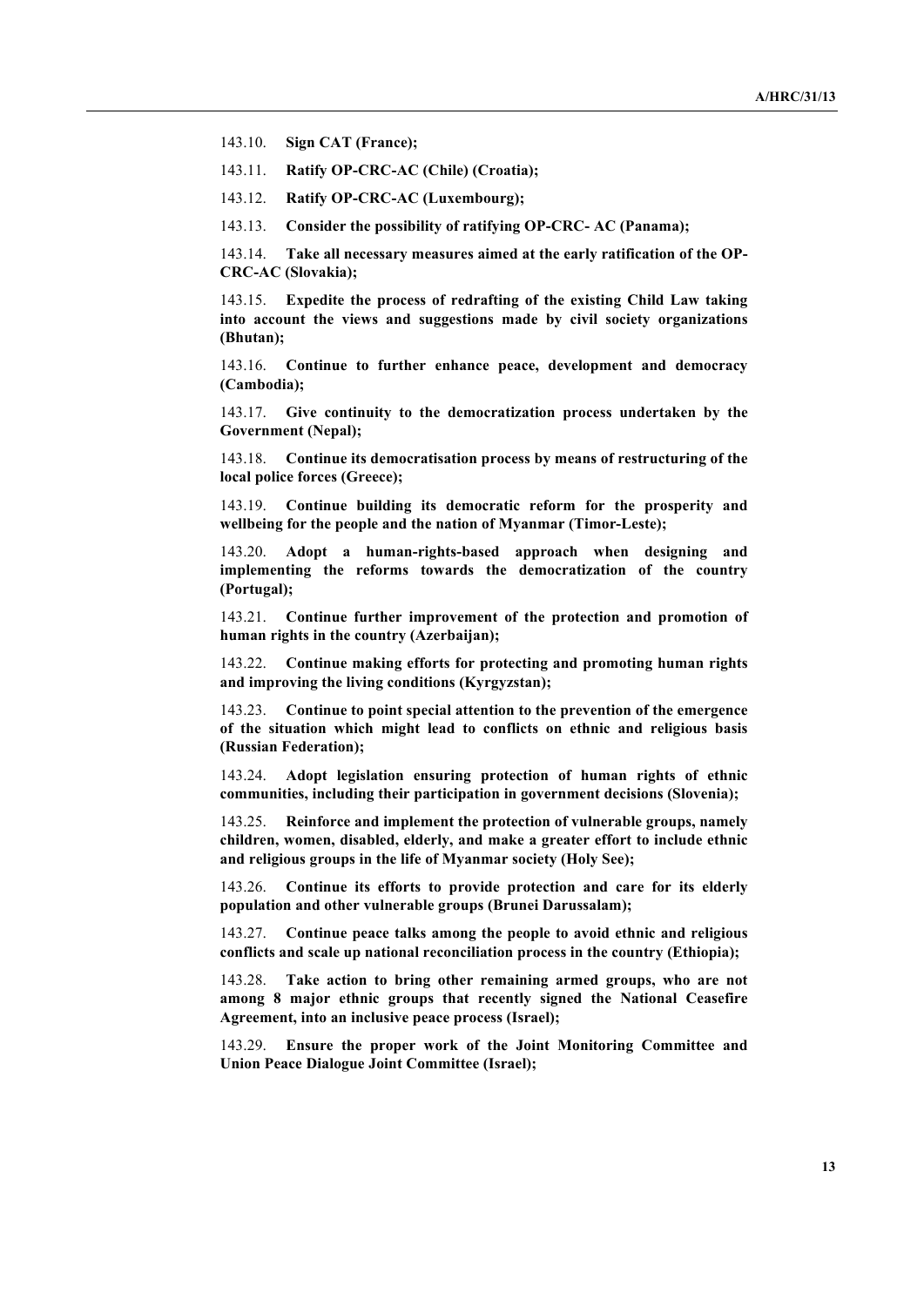143.10. **Sign CAT (France);**

143.11. **Ratify OP-CRC-AC (Chile) (Croatia);**

143.12. **Ratify OP-CRC-AC (Luxembourg);**

143.13. **Consider the possibility of ratifying OP-CRC- AC (Panama);**

143.14. **Take all necessary measures aimed at the early ratification of the OP-CRC-AC (Slovakia);**

143.15. **Expedite the process of redrafting of the existing Child Law taking into account the views and suggestions made by civil society organizations (Bhutan);**

143.16. **Continue to further enhance peace, development and democracy (Cambodia);**

143.17. **Give continuity to the democratization process undertaken by the Government (Nepal);**

143.18. **Continue its democratisation process by means of restructuring of the local police forces (Greece);**

143.19. **Continue building its democratic reform for the prosperity and wellbeing for the people and the nation of Myanmar (Timor-Leste);**

143.20. **Adopt a human-rights-based approach when designing and implementing the reforms towards the democratization of the country (Portugal);**

143.21. **Continue further improvement of the protection and promotion of human rights in the country (Azerbaijan);**

143.22. **Continue making efforts for protecting and promoting human rights and improving the living conditions (Kyrgyzstan);**

143.23. **Continue to point special attention to the prevention of the emergence of the situation which might lead to conflicts on ethnic and religious basis (Russian Federation);**

143.24. **Adopt legislation ensuring protection of human rights of ethnic communities, including their participation in government decisions (Slovenia);**

143.25. **Reinforce and implement the protection of vulnerable groups, namely children, women, disabled, elderly, and make a greater effort to include ethnic and religious groups in the life of Myanmar society (Holy See);**

143.26. **Continue its efforts to provide protection and care for its elderly population and other vulnerable groups (Brunei Darussalam);**

143.27. **Continue peace talks among the people to avoid ethnic and religious conflicts and scale up national reconciliation process in the country (Ethiopia);**

143.28. **Take action to bring other remaining armed groups, who are not among 8 major ethnic groups that recently signed the National Ceasefire Agreement, into an inclusive peace process (Israel);**

143.29. **Ensure the proper work of the Joint Monitoring Committee and Union Peace Dialogue Joint Committee (Israel);**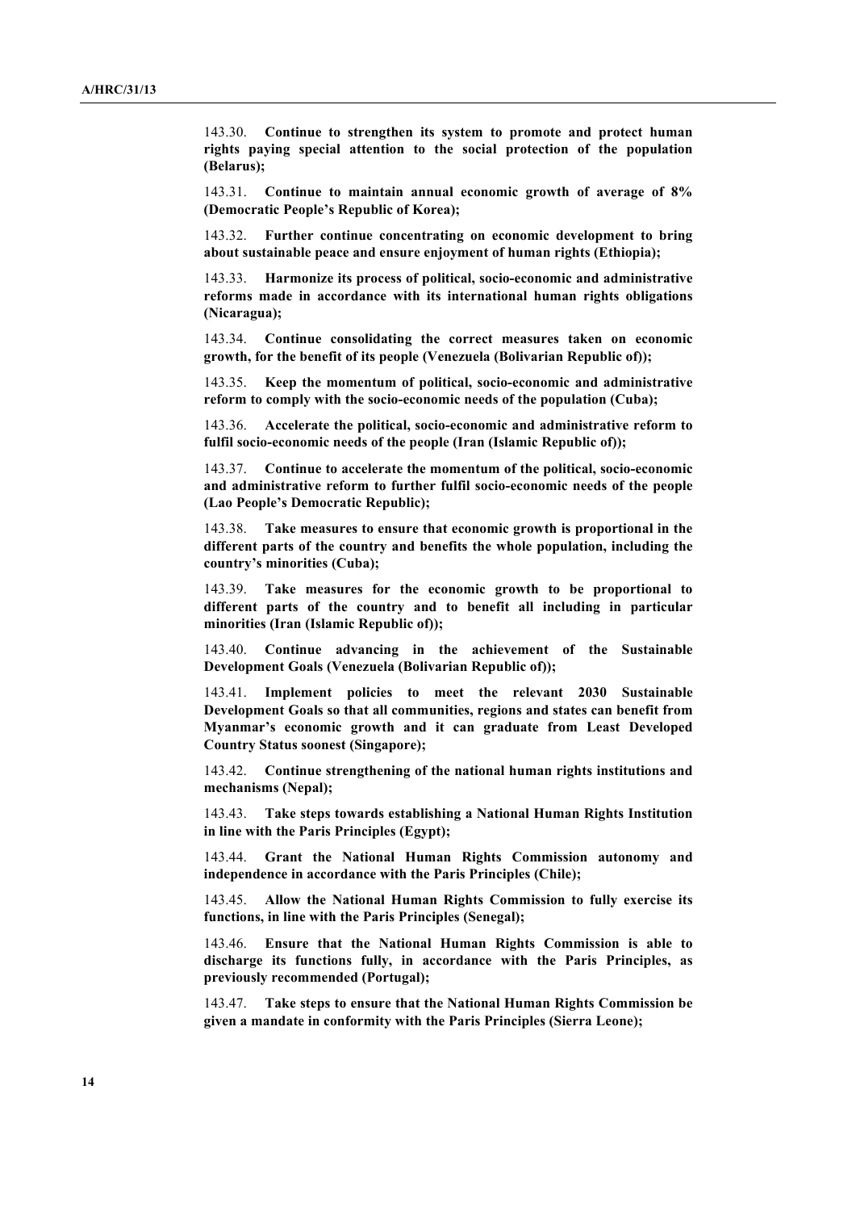143.30. **Continue to strengthen its system to promote and protect human rights paying special attention to the social protection of the population (Belarus);**

143.31. **Continue to maintain annual economic growth of average of 8% (Democratic People's Republic of Korea);**

143.32. **Further continue concentrating on economic development to bring about sustainable peace and ensure enjoyment of human rights (Ethiopia);**

143.33. **Harmonize its process of political, socio-economic and administrative reforms made in accordance with its international human rights obligations (Nicaragua);**

143.34. **Continue consolidating the correct measures taken on economic growth, for the benefit of its people (Venezuela (Bolivarian Republic of));**

143.35. **Keep the momentum of political, socio-economic and administrative reform to comply with the socio-economic needs of the population (Cuba);**

143.36. **Accelerate the political, socio-economic and administrative reform to fulfil socio-economic needs of the people (Iran (Islamic Republic of));**

143.37. **Continue to accelerate the momentum of the political, socio-economic and administrative reform to further fulfil socio-economic needs of the people (Lao People's Democratic Republic);**

143.38. **Take measures to ensure that economic growth is proportional in the different parts of the country and benefits the whole population, including the country's minorities (Cuba);**

143.39. **Take measures for the economic growth to be proportional to different parts of the country and to benefit all including in particular minorities (Iran (Islamic Republic of));**

143.40. **Continue advancing in the achievement of the Sustainable Development Goals (Venezuela (Bolivarian Republic of));**

143.41. **Implement policies to meet the relevant 2030 Sustainable Development Goals so that all communities, regions and states can benefit from Myanmar's economic growth and it can graduate from Least Developed Country Status soonest (Singapore);**

143.42. **Continue strengthening of the national human rights institutions and mechanisms (Nepal);**

143.43. **Take steps towards establishing a National Human Rights Institution in line with the Paris Principles (Egypt);**

143.44. **Grant the National Human Rights Commission autonomy and independence in accordance with the Paris Principles (Chile);**

143.45. **Allow the National Human Rights Commission to fully exercise its functions, in line with the Paris Principles (Senegal);**

143.46. **Ensure that the National Human Rights Commission is able to discharge its functions fully, in accordance with the Paris Principles, as previously recommended (Portugal);**

143.47. **Take steps to ensure that the National Human Rights Commission be given a mandate in conformity with the Paris Principles (Sierra Leone);**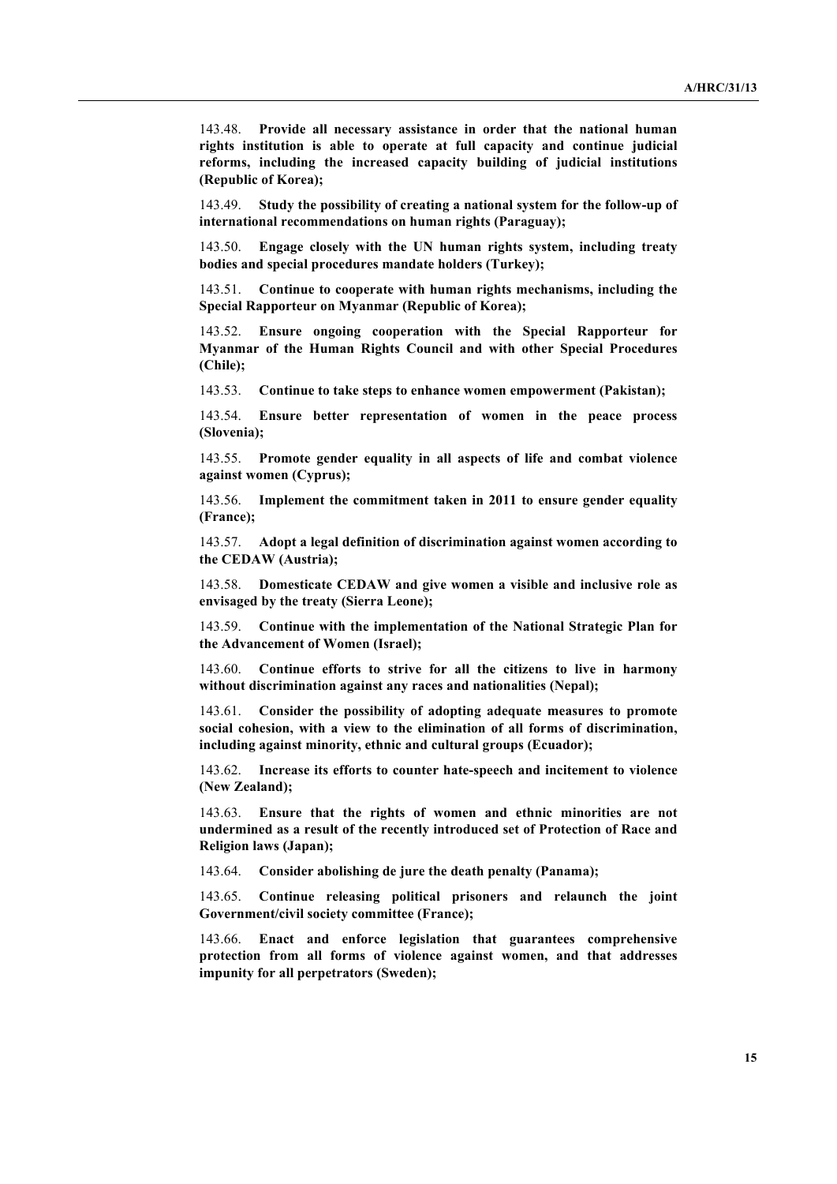143.48. **Provide all necessary assistance in order that the national human rights institution is able to operate at full capacity and continue judicial reforms, including the increased capacity building of judicial institutions (Republic of Korea);**

143.49. **Study the possibility of creating a national system for the follow-up of international recommendations on human rights (Paraguay);**

143.50. **Engage closely with the UN human rights system, including treaty bodies and special procedures mandate holders (Turkey);**

143.51. **Continue to cooperate with human rights mechanisms, including the Special Rapporteur on Myanmar (Republic of Korea);**

143.52. **Ensure ongoing cooperation with the Special Rapporteur for Myanmar of the Human Rights Council and with other Special Procedures (Chile);**

143.53. **Continue to take steps to enhance women empowerment (Pakistan);**

143.54. **Ensure better representation of women in the peace process (Slovenia);**

143.55. **Promote gender equality in all aspects of life and combat violence against women (Cyprus);**

143.56. **Implement the commitment taken in 2011 to ensure gender equality (France);**

143.57. **Adopt a legal definition of discrimination against women according to the CEDAW (Austria);**

143.58. **Domesticate CEDAW and give women a visible and inclusive role as envisaged by the treaty (Sierra Leone);**

143.59. **Continue with the implementation of the National Strategic Plan for the Advancement of Women (Israel);**

143.60. **Continue efforts to strive for all the citizens to live in harmony without discrimination against any races and nationalities (Nepal);**

143.61. **Consider the possibility of adopting adequate measures to promote social cohesion, with a view to the elimination of all forms of discrimination, including against minority, ethnic and cultural groups (Ecuador);**

143.62. **Increase its efforts to counter hate-speech and incitement to violence (New Zealand);**

143.63. **Ensure that the rights of women and ethnic minorities are not undermined as a result of the recently introduced set of Protection of Race and Religion laws (Japan);**

143.64. **Consider abolishing de jure the death penalty (Panama);**

143.65. **Continue releasing political prisoners and relaunch the joint Government/civil society committee (France);**

143.66. **Enact and enforce legislation that guarantees comprehensive protection from all forms of violence against women, and that addresses impunity for all perpetrators (Sweden);**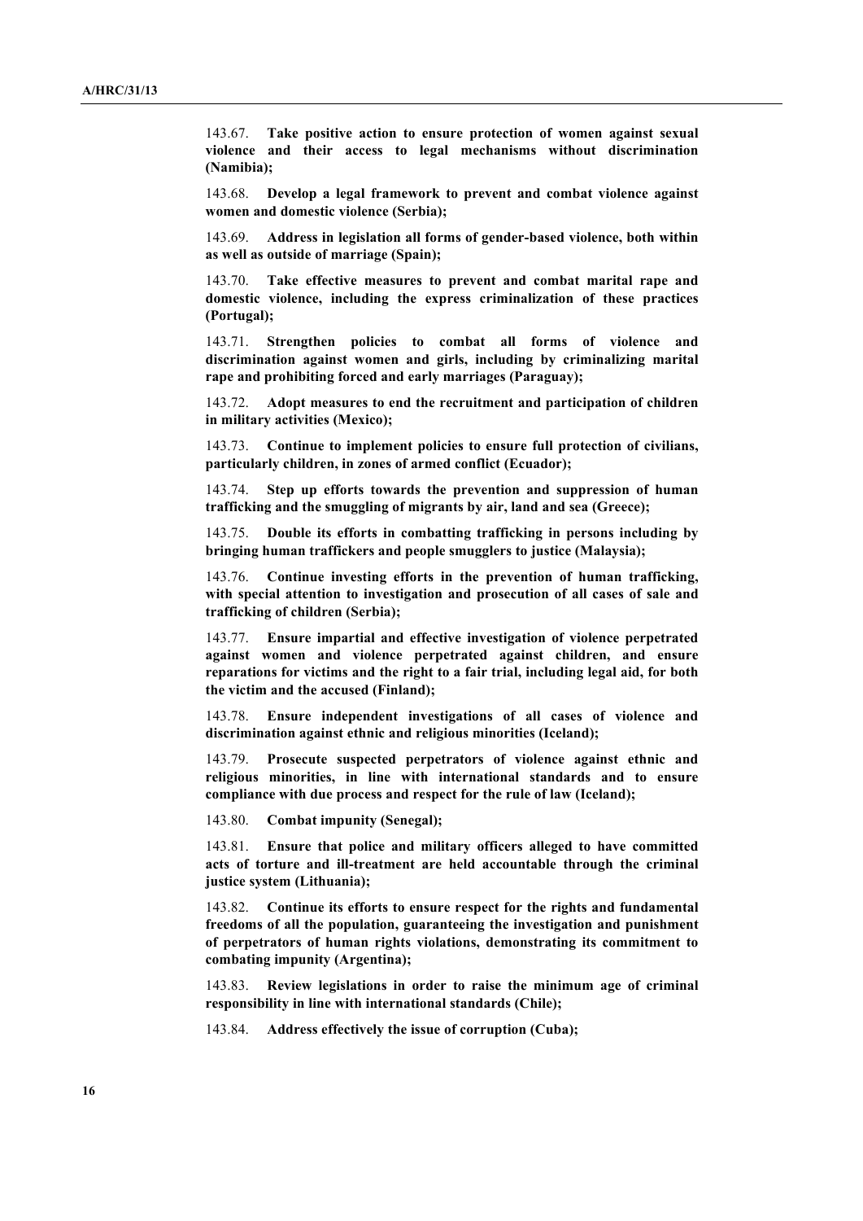143.67. **Take positive action to ensure protection of women against sexual violence and their access to legal mechanisms without discrimination (Namibia);**

143.68. **Develop a legal framework to prevent and combat violence against women and domestic violence (Serbia);**

143.69. **Address in legislation all forms of gender-based violence, both within as well as outside of marriage (Spain);**

143.70. **Take effective measures to prevent and combat marital rape and domestic violence, including the express criminalization of these practices (Portugal);**

143.71. **Strengthen policies to combat all forms of violence and discrimination against women and girls, including by criminalizing marital rape and prohibiting forced and early marriages (Paraguay);**

143.72. **Adopt measures to end the recruitment and participation of children in military activities (Mexico);**

143.73. **Continue to implement policies to ensure full protection of civilians, particularly children, in zones of armed conflict (Ecuador);**

143.74. **Step up efforts towards the prevention and suppression of human trafficking and the smuggling of migrants by air, land and sea (Greece);**

143.75. **Double its efforts in combatting trafficking in persons including by bringing human traffickers and people smugglers to justice (Malaysia);**

143.76. **Continue investing efforts in the prevention of human trafficking, with special attention to investigation and prosecution of all cases of sale and trafficking of children (Serbia);**

143.77. **Ensure impartial and effective investigation of violence perpetrated against women and violence perpetrated against children, and ensure reparations for victims and the right to a fair trial, including legal aid, for both the victim and the accused (Finland);**

143.78. **Ensure independent investigations of all cases of violence and discrimination against ethnic and religious minorities (Iceland);**

143.79. **Prosecute suspected perpetrators of violence against ethnic and religious minorities, in line with international standards and to ensure compliance with due process and respect for the rule of law (Iceland);**

143.80. **Combat impunity (Senegal);**

143.81. **Ensure that police and military officers alleged to have committed acts of torture and ill-treatment are held accountable through the criminal justice system (Lithuania);**

143.82. **Continue its efforts to ensure respect for the rights and fundamental freedoms of all the population, guaranteeing the investigation and punishment of perpetrators of human rights violations, demonstrating its commitment to combating impunity (Argentina);**

143.83. **Review legislations in order to raise the minimum age of criminal responsibility in line with international standards (Chile);**

143.84. **Address effectively the issue of corruption (Cuba);**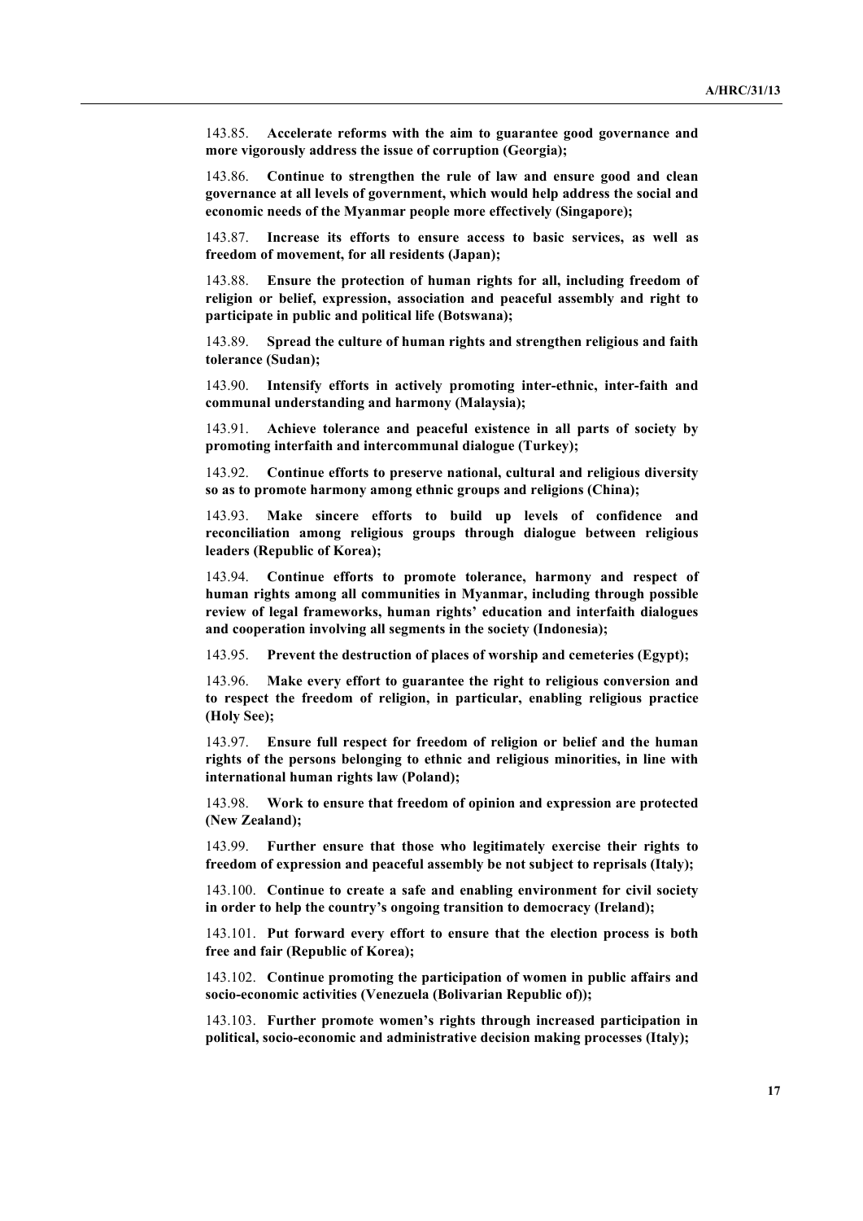143.85. **Accelerate reforms with the aim to guarantee good governance and more vigorously address the issue of corruption (Georgia);**

143.86. **Continue to strengthen the rule of law and ensure good and clean governance at all levels of government, which would help address the social and economic needs of the Myanmar people more effectively (Singapore);**

143.87. **Increase its efforts to ensure access to basic services, as well as freedom of movement, for all residents (Japan);**

143.88. **Ensure the protection of human rights for all, including freedom of religion or belief, expression, association and peaceful assembly and right to participate in public and political life (Botswana);**

143.89. **Spread the culture of human rights and strengthen religious and faith tolerance (Sudan);**

143.90. **Intensify efforts in actively promoting inter-ethnic, inter-faith and communal understanding and harmony (Malaysia);**

143.91. **Achieve tolerance and peaceful existence in all parts of society by promoting interfaith and intercommunal dialogue (Turkey);**

143.92. **Continue efforts to preserve national, cultural and religious diversity so as to promote harmony among ethnic groups and religions (China);**

143.93. **Make sincere efforts to build up levels of confidence and reconciliation among religious groups through dialogue between religious leaders (Republic of Korea);**

143.94. **Continue efforts to promote tolerance, harmony and respect of human rights among all communities in Myanmar, including through possible review of legal frameworks, human rights' education and interfaith dialogues and cooperation involving all segments in the society (Indonesia);**

143.95. **Prevent the destruction of places of worship and cemeteries (Egypt);**

143.96. **Make every effort to guarantee the right to religious conversion and to respect the freedom of religion, in particular, enabling religious practice (Holy See);**

143.97. **Ensure full respect for freedom of religion or belief and the human rights of the persons belonging to ethnic and religious minorities, in line with international human rights law (Poland);**

143.98. **Work to ensure that freedom of opinion and expression are protected (New Zealand);**

143.99. **Further ensure that those who legitimately exercise their rights to freedom of expression and peaceful assembly be not subject to reprisals (Italy);**

143.100. **Continue to create a safe and enabling environment for civil society in order to help the country's ongoing transition to democracy (Ireland);**

143.101. **Put forward every effort to ensure that the election process is both free and fair (Republic of Korea);**

143.102. **Continue promoting the participation of women in public affairs and socio-economic activities (Venezuela (Bolivarian Republic of));**

143.103. **Further promote women's rights through increased participation in political, socio-economic and administrative decision making processes (Italy);**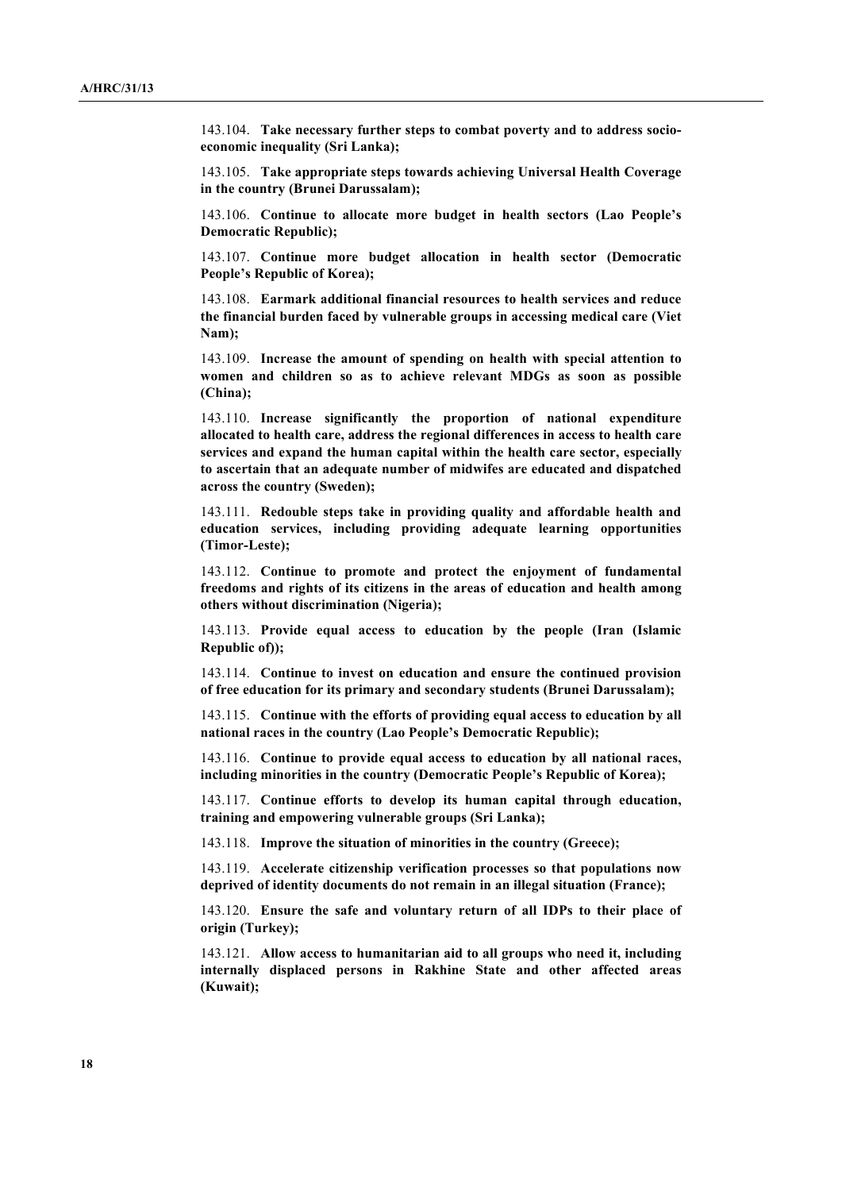143.104. **Take necessary further steps to combat poverty and to address socio-economic inequality (Sri Lanka);**

143.105. **Take appropriate steps towards achieving Universal Health Coverage in the country (Brunei Darussalam);**

143.106. **Continue to allocate more budget in health sectors (Lao People's Democratic Republic);**

143.107. **Continue more budget allocation in health sector (Democratic People's Republic of Korea);**

143.108. **Earmark additional financial resources to health services and reduce the financial burden faced by vulnerable groups in accessing medical care (Viet Nam);**

143.109. **Increase the amount of spending on health with special attention to women and children so as to achieve relevant MDGs as soon as possible (China);**

143.110. **Increase significantly the proportion of national expenditure allocated to health care, address the regional differences in access to health care services and expand the human capital within the health care sector, especially to ascertain that an adequate number of midwifes are educated and dispatched across the country (Sweden);**

143.111. **Redouble steps take in providing quality and affordable health and education services, including providing adequate learning opportunities (Timor-Leste);**

143.112. **Continue to promote and protect the enjoyment of fundamental freedoms and rights of its citizens in the areas of education and health among others without discrimination (Nigeria);**

143.113. **Provide equal access to education by the people (Iran (Islamic Republic of));**

143.114. **Continue to invest on education and ensure the continued provision of free education for its primary and secondary students (Brunei Darussalam);**

143.115. **Continue with the efforts of providing equal access to education by all national races in the country (Lao People's Democratic Republic);**

143.116. **Continue to provide equal access to education by all national races, including minorities in the country (Democratic People's Republic of Korea);**

143.117. **Continue efforts to develop its human capital through education, training and empowering vulnerable groups (Sri Lanka);**

143.118. **Improve the situation of minorities in the country (Greece);**

143.119. **Accelerate citizenship verification processes so that populations now deprived of identity documents do not remain in an illegal situation (France);**

143.120. **Ensure the safe and voluntary return of all IDPs to their place of origin (Turkey);**

143.121. **Allow access to humanitarian aid to all groups who need it, including internally displaced persons in Rakhine State and other affected areas (Kuwait);**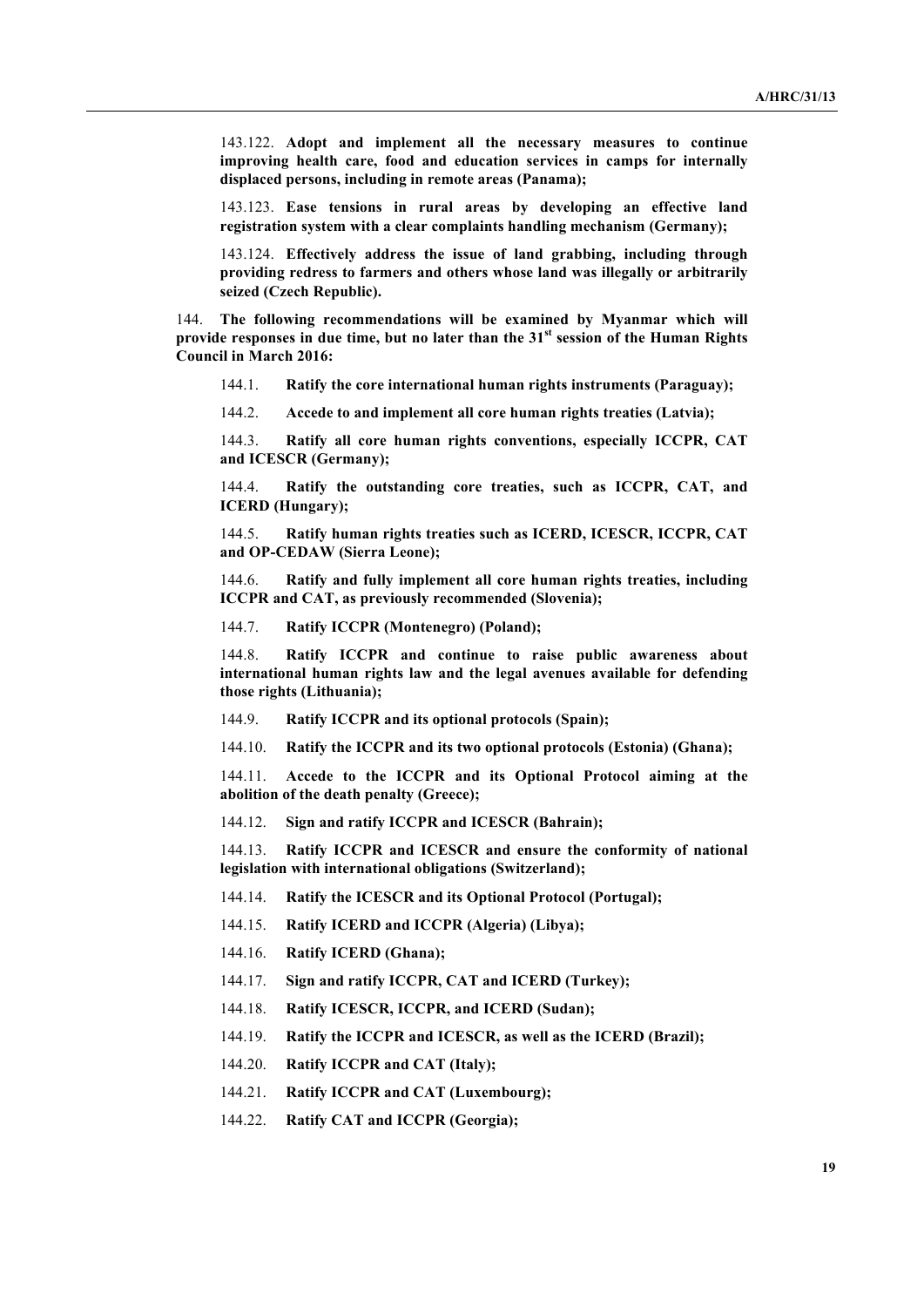143.122. **Adopt and implement all the necessary measures to continue improving health care, food and education services in camps for internally displaced persons, including in remote areas (Panama);**

143.123. **Ease tensions in rural areas by developing an effective land registration system with a clear complaints handling mechanism (Germany);**

143.124. **Effectively address the issue of land grabbing, including through providing redress to farmers and others whose land was illegally or arbitrarily seized (Czech Republic).**

144. **The following recommendations will be examined by Myanmar which will provide responses in due time, but no later than the 31st session of the Human Rights Council in March 2016:**

144.1. **Ratify the core international human rights instruments (Paraguay);**

144.2. **Accede to and implement all core human rights treaties (Latvia);**

144.3. **Ratify all core human rights conventions, especially ICCPR, CAT and ICESCR (Germany);**

144.4. **Ratify the outstanding core treaties, such as ICCPR, CAT, and ICERD (Hungary);**

144.5. **Ratify human rights treaties such as ICERD, ICESCR, ICCPR, CAT and OP-CEDAW (Sierra Leone);**

144.6. **Ratify and fully implement all core human rights treaties, including ICCPR and CAT, as previously recommended (Slovenia);**

144.7. **Ratify ICCPR (Montenegro) (Poland);**

144.8. **Ratify ICCPR and continue to raise public awareness about international human rights law and the legal avenues available for defending those rights (Lithuania);**

144.9. **Ratify ICCPR and its optional protocols (Spain);**

144.10. **Ratify the ICCPR and its two optional protocols (Estonia) (Ghana);**

144.11. **Accede to the ICCPR and its Optional Protocol aiming at the abolition of the death penalty (Greece);**

144.12. **Sign and ratify ICCPR and ICESCR (Bahrain);**

144.13. **Ratify ICCPR and ICESCR and ensure the conformity of national legislation with international obligations (Switzerland);**

144.14. **Ratify the ICESCR and its Optional Protocol (Portugal);**

144.15. **Ratify ICERD and ICCPR (Algeria) (Libya);**

144.16. **Ratify ICERD (Ghana);**

144.17. **Sign and ratify ICCPR, CAT and ICERD (Turkey);**

144.18. **Ratify ICESCR, ICCPR, and ICERD (Sudan);**

144.19. **Ratify the ICCPR and ICESCR, as well as the ICERD (Brazil);**

144.20. **Ratify ICCPR and CAT (Italy);**

144.21. **Ratify ICCPR and CAT (Luxembourg);**

144.22. **Ratify CAT and ICCPR (Georgia);**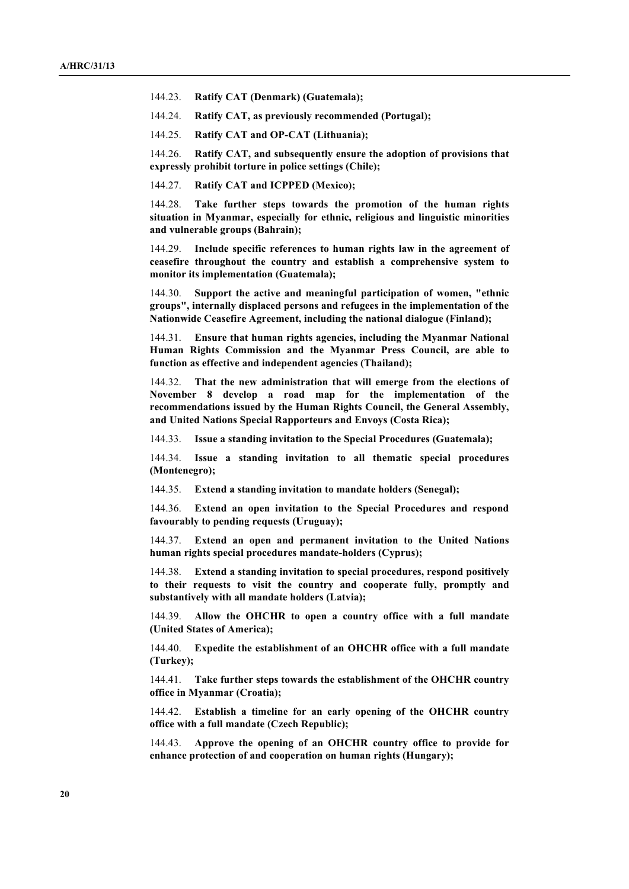144.23. **Ratify CAT (Denmark) (Guatemala);**

144.24. **Ratify CAT, as previously recommended (Portugal);**

144.25. **Ratify CAT and OP-CAT (Lithuania);**

144.26. **Ratify CAT, and subsequently ensure the adoption of provisions that expressly prohibit torture in police settings (Chile);**

144.27. **Ratify CAT and ICPPED (Mexico);**

144.28. **Take further steps towards the promotion of the human rights situation in Myanmar, especially for ethnic, religious and linguistic minorities and vulnerable groups (Bahrain);**

144.29. **Include specific references to human rights law in the agreement of ceasefire throughout the country and establish a comprehensive system to monitor its implementation (Guatemala);**

144.30. **Support the active and meaningful participation of women, "ethnic groups", internally displaced persons and refugees in the implementation of the Nationwide Ceasefire Agreement, including the national dialogue (Finland);**

144.31. **Ensure that human rights agencies, including the Myanmar National Human Rights Commission and the Myanmar Press Council, are able to function as effective and independent agencies (Thailand);**

144.32. **That the new administration that will emerge from the elections of November 8 develop a road map for the implementation of the recommendations issued by the Human Rights Council, the General Assembly, and United Nations Special Rapporteurs and Envoys (Costa Rica);**

144.33. **Issue a standing invitation to the Special Procedures (Guatemala);**

144.34. **Issue a standing invitation to all thematic special procedures (Montenegro);**

144.35. **Extend a standing invitation to mandate holders (Senegal);**

144.36. **Extend an open invitation to the Special Procedures and respond favourably to pending requests (Uruguay);**

144.37. **Extend an open and permanent invitation to the United Nations human rights special procedures mandate-holders (Cyprus);**

144.38. **Extend a standing invitation to special procedures, respond positively to their requests to visit the country and cooperate fully, promptly and substantively with all mandate holders (Latvia);**

144.39. **Allow the OHCHR to open a country office with a full mandate (United States of America);**

144.40. **Expedite the establishment of an OHCHR office with a full mandate (Turkey);**

144.41. **Take further steps towards the establishment of the OHCHR country office in Myanmar (Croatia);**

144.42. **Establish a timeline for an early opening of the OHCHR country office with a full mandate (Czech Republic);**

144.43. **Approve the opening of an OHCHR country office to provide for enhance protection of and cooperation on human rights (Hungary);**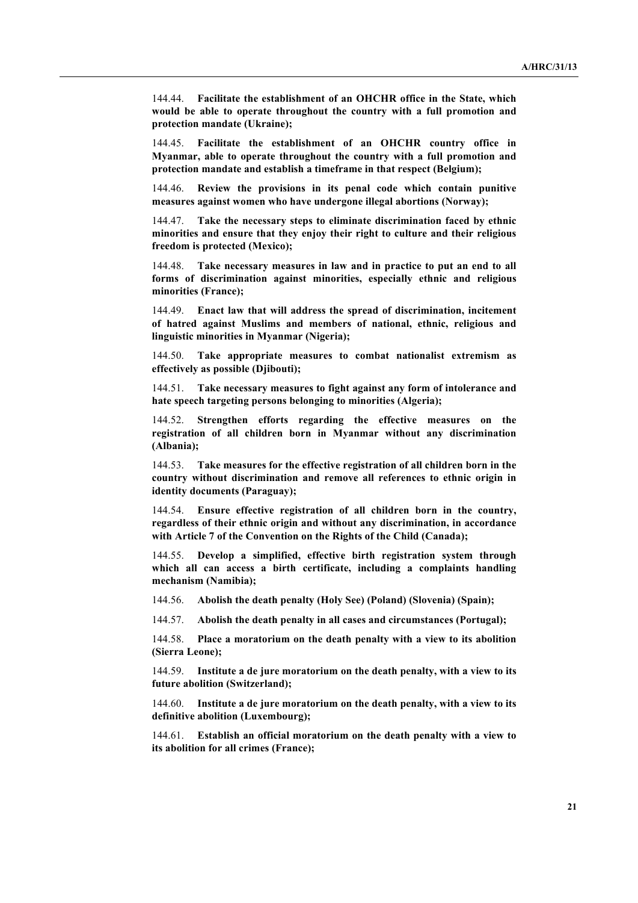144.44. **Facilitate the establishment of an OHCHR office in the State, which would be able to operate throughout the country with a full promotion and protection mandate (Ukraine);**

144.45. **Facilitate the establishment of an OHCHR country office in Myanmar, able to operate throughout the country with a full promotion and protection mandate and establish a timeframe in that respect (Belgium);**

144.46. **Review the provisions in its penal code which contain punitive measures against women who have undergone illegal abortions (Norway);**

144.47. **Take the necessary steps to eliminate discrimination faced by ethnic minorities and ensure that they enjoy their right to culture and their religious freedom is protected (Mexico);**

144.48. **Take necessary measures in law and in practice to put an end to all forms of discrimination against minorities, especially ethnic and religious minorities (France);**

144.49. **Enact law that will address the spread of discrimination, incitement of hatred against Muslims and members of national, ethnic, religious and linguistic minorities in Myanmar (Nigeria);**

144.50. **Take appropriate measures to combat nationalist extremism as effectively as possible (Djibouti);**

144.51. **Take necessary measures to fight against any form of intolerance and hate speech targeting persons belonging to minorities (Algeria);**

144.52. **Strengthen efforts regarding the effective measures on the registration of all children born in Myanmar without any discrimination (Albania);**

144.53. **Take measures for the effective registration of all children born in the country without discrimination and remove all references to ethnic origin in identity documents (Paraguay);**

144.54. **Ensure effective registration of all children born in the country, regardless of their ethnic origin and without any discrimination, in accordance with Article 7 of the Convention on the Rights of the Child (Canada);**

144.55. **Develop a simplified, effective birth registration system through which all can access a birth certificate, including a complaints handling mechanism (Namibia);**

144.56. **Abolish the death penalty (Holy See) (Poland) (Slovenia) (Spain);**

144.57. **Abolish the death penalty in all cases and circumstances (Portugal);**

144.58. **Place a moratorium on the death penalty with a view to its abolition (Sierra Leone);**

144.59. **Institute a de jure moratorium on the death penalty, with a view to its future abolition (Switzerland);**

144.60. **Institute a de jure moratorium on the death penalty, with a view to its definitive abolition (Luxembourg);**

144.61. **Establish an official moratorium on the death penalty with a view to its abolition for all crimes (France);**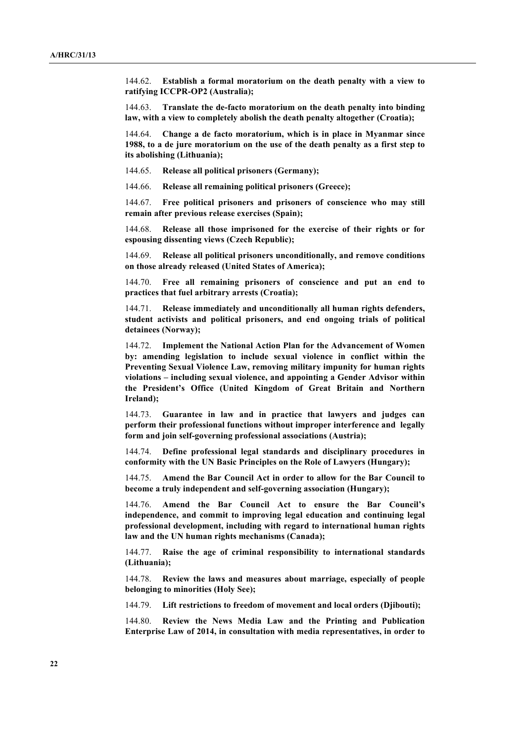144.62. **Establish a formal moratorium on the death penalty with a view to ratifying ICCPR-OP2 (Australia);**

144.63. **Translate the de-facto moratorium on the death penalty into binding law, with a view to completely abolish the death penalty altogether (Croatia);**

144.64. **Change a de facto moratorium, which is in place in Myanmar since 1988, to a de jure moratorium on the use of the death penalty as a first step to its abolishing (Lithuania);**

144.65. **Release all political prisoners (Germany);**

144.66. **Release all remaining political prisoners (Greece);**

144.67. **Free political prisoners and prisoners of conscience who may still remain after previous release exercises (Spain);**

144.68. **Release all those imprisoned for the exercise of their rights or for espousing dissenting views (Czech Republic);**

144.69. **Release all political prisoners unconditionally, and remove conditions on those already released (United States of America);**

144.70. **Free all remaining prisoners of conscience and put an end to practices that fuel arbitrary arrests (Croatia);**

144.71. **Release immediately and unconditionally all human rights defenders, student activists and political prisoners, and end ongoing trials of political detainees (Norway);**

144.72. **Implement the National Action Plan for the Advancement of Women by: amending legislation to include sexual violence in conflict within the Preventing Sexual Violence Law, removing military impunity for human rights violations – including sexual violence, and appointing a Gender Advisor within the President's Office (United Kingdom of Great Britain and Northern Ireland);**

144.73. **Guarantee in law and in practice that lawyers and judges can perform their professional functions without improper interference and legally form and join self-governing professional associations (Austria);**

144.74. **Define professional legal standards and disciplinary procedures in conformity with the UN Basic Principles on the Role of Lawyers (Hungary);**

144.75. **Amend the Bar Council Act in order to allow for the Bar Council to become a truly independent and self-governing association (Hungary);**

144.76. **Amend the Bar Council Act to ensure the Bar Council's independence, and commit to improving legal education and continuing legal professional development, including with regard to international human rights law and the UN human rights mechanisms (Canada);**

144.77. **Raise the age of criminal responsibility to international standards (Lithuania);**

144.78. **Review the laws and measures about marriage, especially of people belonging to minorities (Holy See);**

144.79. **Lift restrictions to freedom of movement and local orders (Djibouti);**

144.80. **Review the News Media Law and the Printing and Publication Enterprise Law of 2014, in consultation with media representatives, in order to**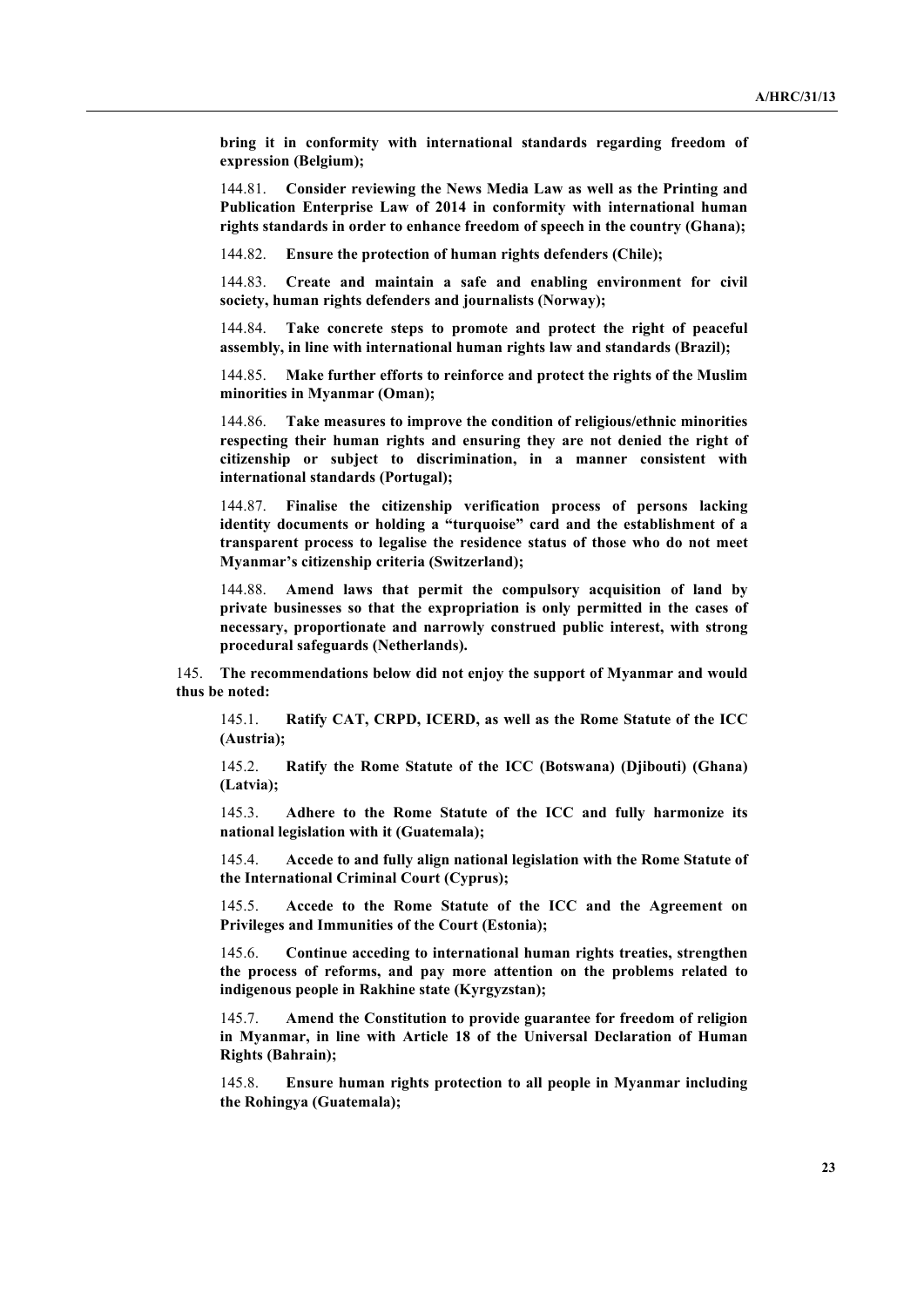**bring it in conformity with international standards regarding freedom of expression (Belgium);**

144.81. **Consider reviewing the News Media Law as well as the Printing and Publication Enterprise Law of 2014 in conformity with international human rights standards in order to enhance freedom of speech in the country (Ghana);**

144.82. **Ensure the protection of human rights defenders (Chile);**

144.83. **Create and maintain a safe and enabling environment for civil society, human rights defenders and journalists (Norway);**

144.84. **Take concrete steps to promote and protect the right of peaceful assembly, in line with international human rights law and standards (Brazil);**

144.85. **Make further efforts to reinforce and protect the rights of the Muslim minorities in Myanmar (Oman);**

144.86. **Take measures to improve the condition of religious/ethnic minorities respecting their human rights and ensuring they are not denied the right of citizenship or subject to discrimination, in a manner consistent with international standards (Portugal);**

144.87. **Finalise the citizenship verification process of persons lacking identity documents or holding a "turquoise" card and the establishment of a transparent process to legalise the residence status of those who do not meet Myanmar's citizenship criteria (Switzerland);**

144.88. **Amend laws that permit the compulsory acquisition of land by private businesses so that the expropriation is only permitted in the cases of necessary, proportionate and narrowly construed public interest, with strong procedural safeguards (Netherlands).**

145. **The recommendations below did not enjoy the support of Myanmar and would thus be noted:**

145.1. **Ratify CAT, CRPD, ICERD, as well as the Rome Statute of the ICC (Austria);**

145.2. **Ratify the Rome Statute of the ICC (Botswana) (Djibouti) (Ghana) (Latvia);**

145.3. **Adhere to the Rome Statute of the ICC and fully harmonize its national legislation with it (Guatemala);**

145.4. **Accede to and fully align national legislation with the Rome Statute of the International Criminal Court (Cyprus);**

145.5. **Accede to the Rome Statute of the ICC and the Agreement on Privileges and Immunities of the Court (Estonia);**

145.6. **Continue acceding to international human rights treaties, strengthen the process of reforms, and pay more attention on the problems related to indigenous people in Rakhine state (Kyrgyzstan);**

145.7. **Amend the Constitution to provide guarantee for freedom of religion in Myanmar, in line with Article 18 of the Universal Declaration of Human Rights (Bahrain);**

145.8. **Ensure human rights protection to all people in Myanmar including the Rohingya (Guatemala);**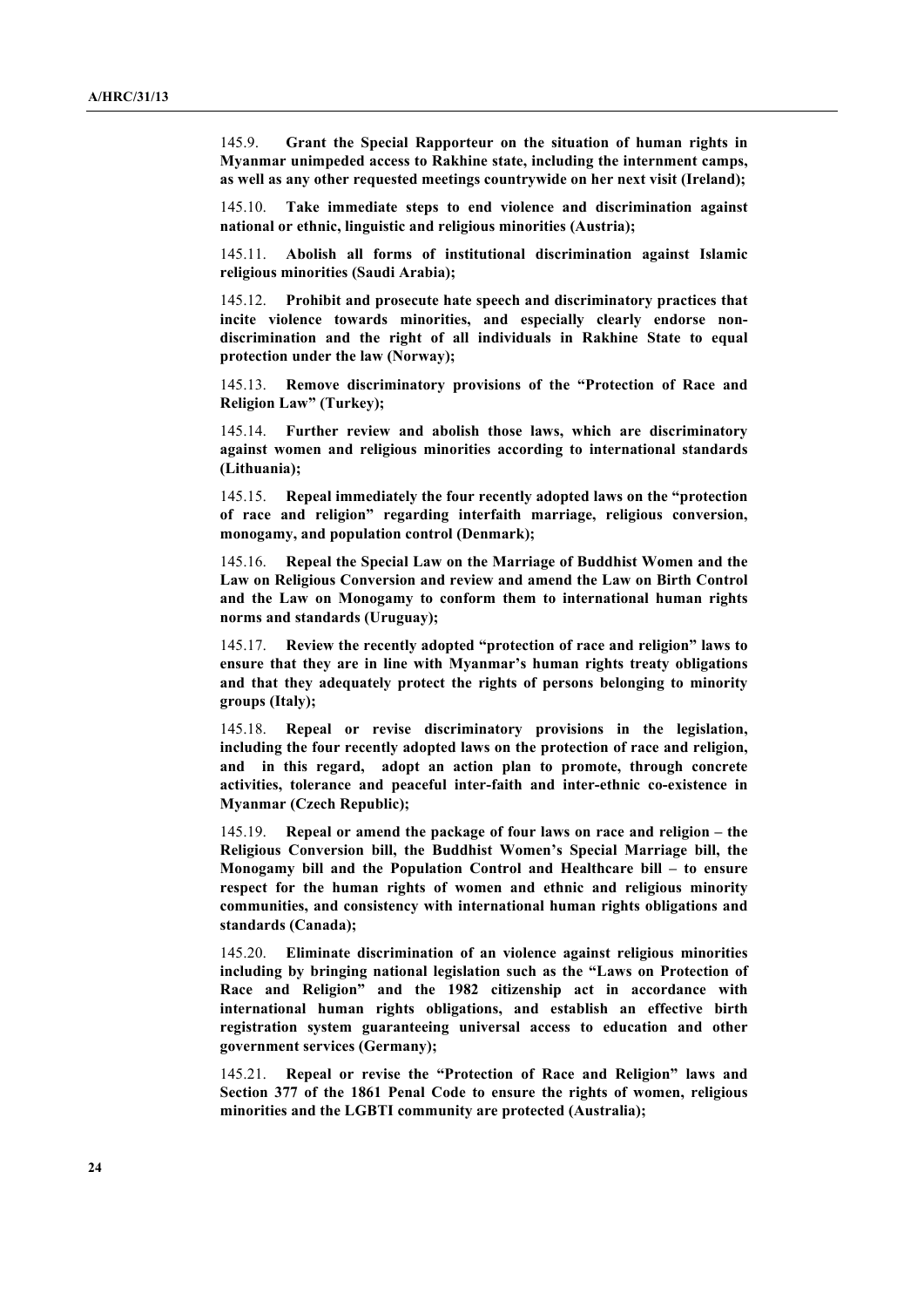145.9. **Grant the Special Rapporteur on the situation of human rights in Myanmar unimpeded access to Rakhine state, including the internment camps, as well as any other requested meetings countrywide on her next visit (Ireland);**

145.10. **Take immediate steps to end violence and discrimination against national or ethnic, linguistic and religious minorities (Austria);**

145.11. **Abolish all forms of institutional discrimination against Islamic religious minorities (Saudi Arabia);**

145.12. **Prohibit and prosecute hate speech and discriminatory practices that incite violence towards minorities, and especially clearly endorse non-discrimination and the right of all individuals in Rakhine State to equal protection under the law (Norway);**

145.13. **Remove discriminatory provisions of the "Protection of Race and Religion Law" (Turkey);**

145.14. **Further review and abolish those laws, which are discriminatory against women and religious minorities according to international standards (Lithuania);**

145.15. **Repeal immediately the four recently adopted laws on the "protection of race and religion" regarding interfaith marriage, religious conversion, monogamy, and population control (Denmark);**

145.16. **Repeal the Special Law on the Marriage of Buddhist Women and the Law on Religious Conversion and review and amend the Law on Birth Control and the Law on Monogamy to conform them to international human rights norms and standards (Uruguay);**

145.17. **Review the recently adopted "protection of race and religion" laws to ensure that they are in line with Myanmar's human rights treaty obligations and that they adequately protect the rights of persons belonging to minority groups (Italy);**

145.18. **Repeal or revise discriminatory provisions in the legislation, including the four recently adopted laws on the protection of race and religion, and in this regard, adopt an action plan to promote, through concrete activities, tolerance and peaceful inter-faith and inter-ethnic co-existence in Myanmar (Czech Republic);**

145.19. **Repeal or amend the package of four laws on race and religion – the Religious Conversion bill, the Buddhist Women's Special Marriage bill, the Monogamy bill and the Population Control and Healthcare bill – to ensure respect for the human rights of women and ethnic and religious minority communities, and consistency with international human rights obligations and standards (Canada);**

145.20. **Eliminate discrimination of an violence against religious minorities including by bringing national legislation such as the "Laws on Protection of Race and Religion" and the 1982 citizenship act in accordance with international human rights obligations, and establish an effective birth registration system guaranteeing universal access to education and other government services (Germany);**

145.21. **Repeal or revise the "Protection of Race and Religion" laws and Section 377 of the 1861 Penal Code to ensure the rights of women, religious minorities and the LGBTI community are protected (Australia);**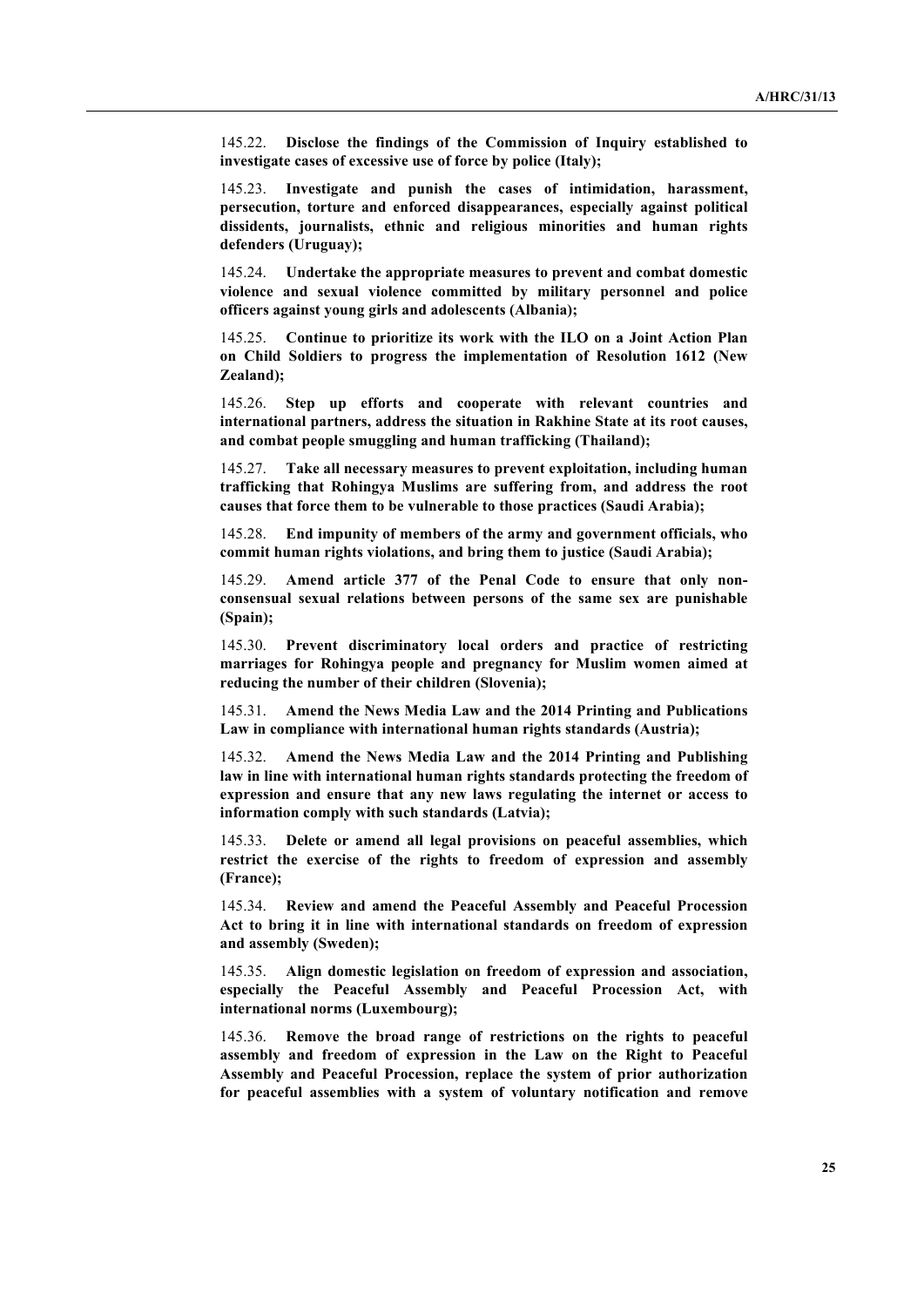145.22. **Disclose the findings of the Commission of Inquiry established to investigate cases of excessive use of force by police (Italy);**

145.23. **Investigate and punish the cases of intimidation, harassment, persecution, torture and enforced disappearances, especially against political dissidents, journalists, ethnic and religious minorities and human rights defenders (Uruguay);**

145.24. **Undertake the appropriate measures to prevent and combat domestic violence and sexual violence committed by military personnel and police officers against young girls and adolescents (Albania);**

145.25. **Continue to prioritize its work with the ILO on a Joint Action Plan on Child Soldiers to progress the implementation of Resolution 1612 (New Zealand);**

145.26. **Step up efforts and cooperate with relevant countries and international partners, address the situation in Rakhine State at its root causes, and combat people smuggling and human trafficking (Thailand);**

145.27. **Take all necessary measures to prevent exploitation, including human trafficking that Rohingya Muslims are suffering from, and address the root causes that force them to be vulnerable to those practices (Saudi Arabia);**

145.28. **End impunity of members of the army and government officials, who commit human rights violations, and bring them to justice (Saudi Arabia);**

145.29. **Amend article 377 of the Penal Code to ensure that only non-consensual sexual relations between persons of the same sex are punishable (Spain);**

145.30. **Prevent discriminatory local orders and practice of restricting marriages for Rohingya people and pregnancy for Muslim women aimed at reducing the number of their children (Slovenia);**

145.31. **Amend the News Media Law and the 2014 Printing and Publications Law in compliance with international human rights standards (Austria);**

145.32. **Amend the News Media Law and the 2014 Printing and Publishing law in line with international human rights standards protecting the freedom of expression and ensure that any new laws regulating the internet or access to information comply with such standards (Latvia);**

145.33. **Delete or amend all legal provisions on peaceful assemblies, which restrict the exercise of the rights to freedom of expression and assembly (France);**

145.34. **Review and amend the Peaceful Assembly and Peaceful Procession Act to bring it in line with international standards on freedom of expression and assembly (Sweden);**

145.35. **Align domestic legislation on freedom of expression and association, especially the Peaceful Assembly and Peaceful Procession Act, with international norms (Luxembourg);**

145.36. **Remove the broad range of restrictions on the rights to peaceful assembly and freedom of expression in the Law on the Right to Peaceful Assembly and Peaceful Procession, replace the system of prior authorization for peaceful assemblies with a system of voluntary notification and remove**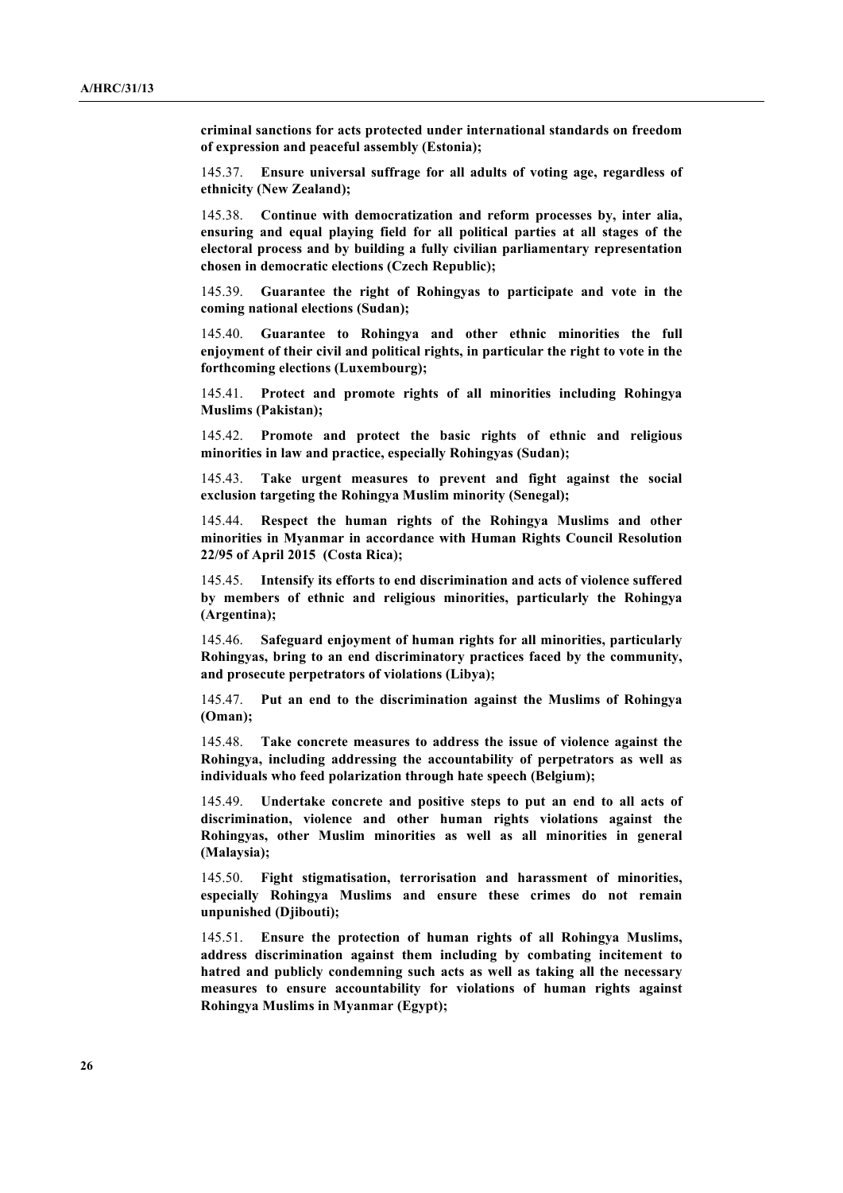**criminal sanctions for acts protected under international standards on freedom of expression and peaceful assembly (Estonia);**

145.37. **Ensure universal suffrage for all adults of voting age, regardless of ethnicity (New Zealand);**

145.38. **Continue with democratization and reform processes by, inter alia, ensuring and equal playing field for all political parties at all stages of the electoral process and by building a fully civilian parliamentary representation chosen in democratic elections (Czech Republic);**

145.39. **Guarantee the right of Rohingyas to participate and vote in the coming national elections (Sudan);**

145.40. **Guarantee to Rohingya and other ethnic minorities the full enjoyment of their civil and political rights, in particular the right to vote in the forthcoming elections (Luxembourg);**

145.41. **Protect and promote rights of all minorities including Rohingya Muslims (Pakistan);**

145.42. **Promote and protect the basic rights of ethnic and religious minorities in law and practice, especially Rohingyas (Sudan);**

145.43. **Take urgent measures to prevent and fight against the social exclusion targeting the Rohingya Muslim minority (Senegal);**

145.44. **Respect the human rights of the Rohingya Muslims and other minorities in Myanmar in accordance with Human Rights Council Resolution 22/95 of April 2015 (Costa Rica);**

145.45. **Intensify its efforts to end discrimination and acts of violence suffered by members of ethnic and religious minorities, particularly the Rohingya (Argentina);**

145.46. **Safeguard enjoyment of human rights for all minorities, particularly Rohingyas, bring to an end discriminatory practices faced by the community, and prosecute perpetrators of violations (Libya);**

145.47. **Put an end to the discrimination against the Muslims of Rohingya (Oman);**

145.48. **Take concrete measures to address the issue of violence against the Rohingya, including addressing the accountability of perpetrators as well as individuals who feed polarization through hate speech (Belgium);**

145.49. **Undertake concrete and positive steps to put an end to all acts of discrimination, violence and other human rights violations against the Rohingyas, other Muslim minorities as well as all minorities in general (Malaysia);**

145.50. **Fight stigmatisation, terrorisation and harassment of minorities, especially Rohingya Muslims and ensure these crimes do not remain unpunished (Djibouti);**

145.51. **Ensure the protection of human rights of all Rohingya Muslims, address discrimination against them including by combating incitement to hatred and publicly condemning such acts as well as taking all the necessary measures to ensure accountability for violations of human rights against Rohingya Muslims in Myanmar (Egypt);**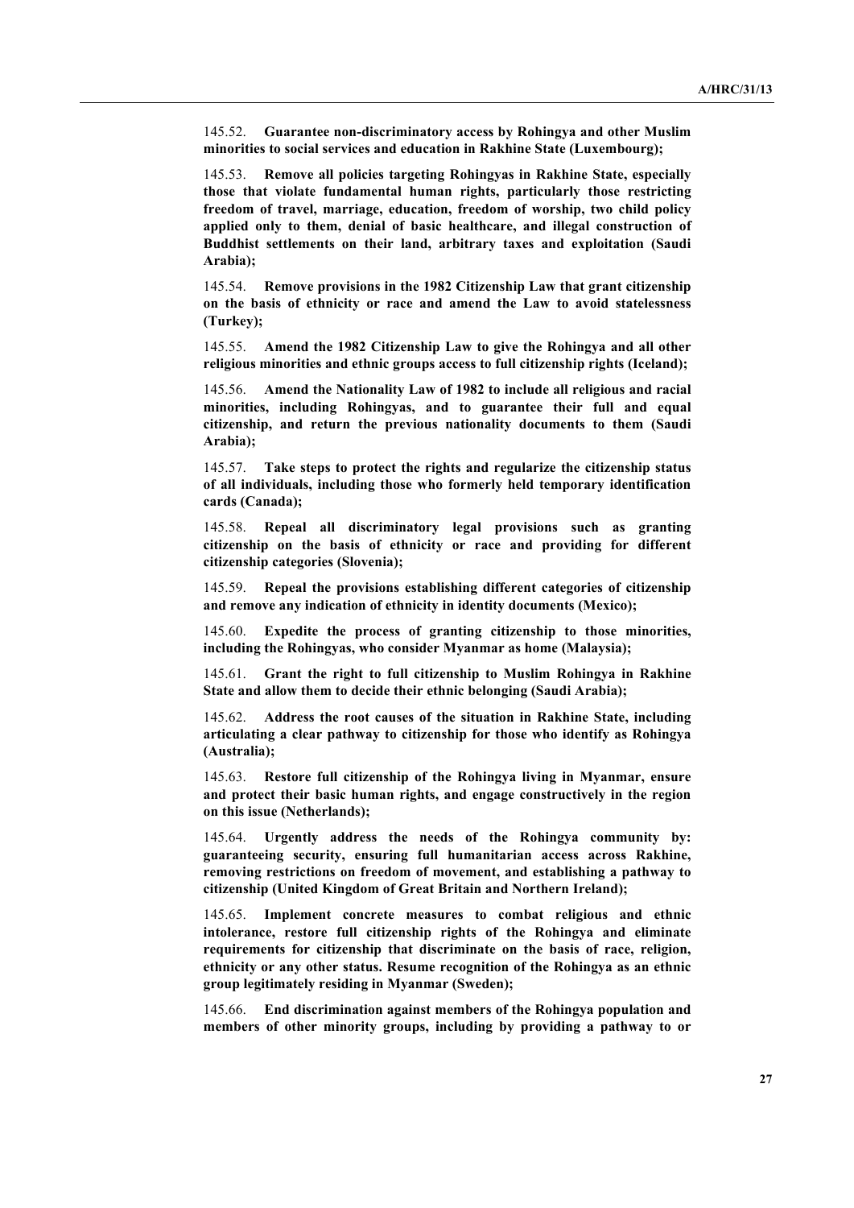145.52. **Guarantee non-discriminatory access by Rohingya and other Muslim minorities to social services and education in Rakhine State (Luxembourg);**

145.53. **Remove all policies targeting Rohingyas in Rakhine State, especially those that violate fundamental human rights, particularly those restricting freedom of travel, marriage, education, freedom of worship, two child policy applied only to them, denial of basic healthcare, and illegal construction of Buddhist settlements on their land, arbitrary taxes and exploitation (Saudi Arabia);**

145.54. **Remove provisions in the 1982 Citizenship Law that grant citizenship on the basis of ethnicity or race and amend the Law to avoid statelessness (Turkey);**

145.55. **Amend the 1982 Citizenship Law to give the Rohingya and all other religious minorities and ethnic groups access to full citizenship rights (Iceland);**

145.56. **Amend the Nationality Law of 1982 to include all religious and racial minorities, including Rohingyas, and to guarantee their full and equal citizenship, and return the previous nationality documents to them (Saudi Arabia);**

145.57. **Take steps to protect the rights and regularize the citizenship status of all individuals, including those who formerly held temporary identification cards (Canada);**

145.58. **Repeal all discriminatory legal provisions such as granting citizenship on the basis of ethnicity or race and providing for different citizenship categories (Slovenia);**

145.59. **Repeal the provisions establishing different categories of citizenship and remove any indication of ethnicity in identity documents (Mexico);**

145.60. **Expedite the process of granting citizenship to those minorities, including the Rohingyas, who consider Myanmar as home (Malaysia);**

145.61. **Grant the right to full citizenship to Muslim Rohingya in Rakhine State and allow them to decide their ethnic belonging (Saudi Arabia);**

145.62. **Address the root causes of the situation in Rakhine State, including articulating a clear pathway to citizenship for those who identify as Rohingya (Australia);**

145.63. **Restore full citizenship of the Rohingya living in Myanmar, ensure and protect their basic human rights, and engage constructively in the region on this issue (Netherlands);**

145.64. **Urgently address the needs of the Rohingya community by: guaranteeing security, ensuring full humanitarian access across Rakhine, removing restrictions on freedom of movement, and establishing a pathway to citizenship (United Kingdom of Great Britain and Northern Ireland);**

145.65. **Implement concrete measures to combat religious and ethnic intolerance, restore full citizenship rights of the Rohingya and eliminate requirements for citizenship that discriminate on the basis of race, religion, ethnicity or any other status. Resume recognition of the Rohingya as an ethnic group legitimately residing in Myanmar (Sweden);**

145.66. **End discrimination against members of the Rohingya population and members of other minority groups, including by providing a pathway to or**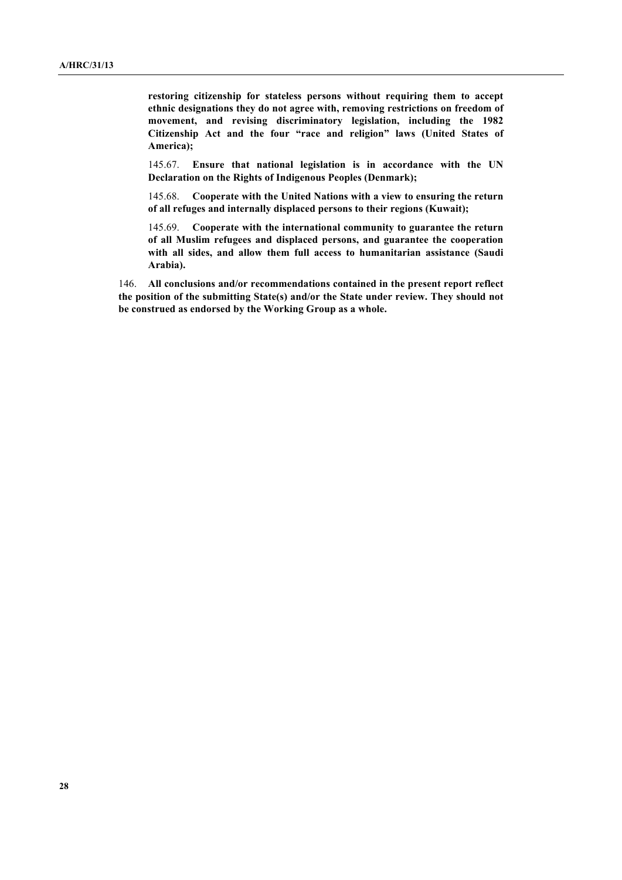**restoring citizenship for stateless persons without requiring them to accept ethnic designations they do not agree with, removing restrictions on freedom of movement, and revising discriminatory legislation, including the 1982 Citizenship Act and the four "race and religion" laws (United States of America);**

145.67. **Ensure that national legislation is in accordance with the UN Declaration on the Rights of Indigenous Peoples (Denmark);**

145.68. **Cooperate with the United Nations with a view to ensuring the return of all refuges and internally displaced persons to their regions (Kuwait);**

145.69. **Cooperate with the international community to guarantee the return of all Muslim refugees and displaced persons, and guarantee the cooperation with all sides, and allow them full access to humanitarian assistance (Saudi Arabia).**

146. **All conclusions and/or recommendations contained in the present report reflect the position of the submitting State(s) and/or the State under review. They should not be construed as endorsed by the Working Group as a whole.**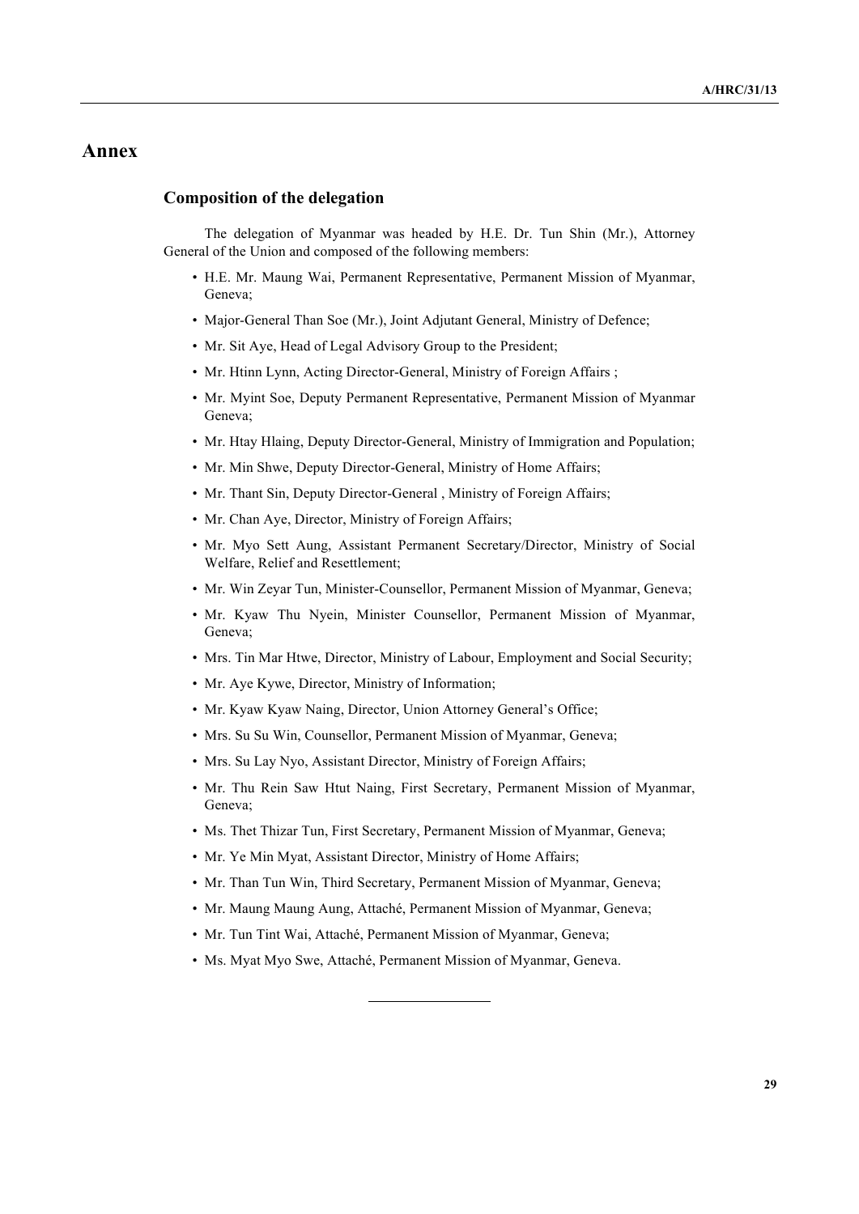# Annex

## Composition of the delegation

The delegation of Myanmar was headed by H.E. Dr. Tun Shin (Mr.), Attorney General of the Union and composed of the following members:

- H.E. Mr. Maung Wai, Permanent Representative, Permanent Mission of Myanmar, Geneva;
- Major-General Than Soe (Mr.), Joint Adjutant General, Ministry of Defence;
- Mr. Sit Aye, Head of Legal Advisory Group to the President;
- Mr. Htinn Lynn, Acting Director-General, Ministry of Foreign Affairs ;
- Mr. Myint Soe, Deputy Permanent Representative, Permanent Mission of Myanmar Geneva;
- Mr. Htay Hlaing, Deputy Director-General, Ministry of Immigration and Population;
- Mr. Min Shwe, Deputy Director-General, Ministry of Home Affairs;
- Mr. Thant Sin, Deputy Director-General , Ministry of Foreign Affairs;
- Mr. Chan Aye, Director, Ministry of Foreign Affairs;
- Mr. Myo Sett Aung, Assistant Permanent Secretary/Director, Ministry of Social Welfare, Relief and Resettlement;
- Mr. Win Zeyar Tun, Minister-Counsellor, Permanent Mission of Myanmar, Geneva;
- Mr. Kyaw Thu Nyein, Minister Counsellor, Permanent Mission of Myanmar, Geneva;
- Mrs. Tin Mar Htwe, Director, Ministry of Labour, Employment and Social Security;
- Mr. Aye Kywe, Director, Ministry of Information;
- Mr. Kyaw Kyaw Naing, Director, Union Attorney General's Office;
- Mrs. Su Su Win, Counsellor, Permanent Mission of Myanmar, Geneva;
- Mrs. Su Lay Nyo, Assistant Director, Ministry of Foreign Affairs;
- Mr. Thu Rein Saw Htut Naing, First Secretary, Permanent Mission of Myanmar, Geneva;
- Ms. Thet Thizar Tun, First Secretary, Permanent Mission of Myanmar, Geneva;
- Mr. Ye Min Myat, Assistant Director, Ministry of Home Affairs;
- Mr. Than Tun Win, Third Secretary, Permanent Mission of Myanmar, Geneva;
- Mr. Maung Maung Aung, Attaché, Permanent Mission of Myanmar, Geneva;
- Mr. Tun Tint Wai, Attaché, Permanent Mission of Myanmar, Geneva;
- Ms. Myat Myo Swe, Attaché, Permanent Mission of Myanmar, Geneva.